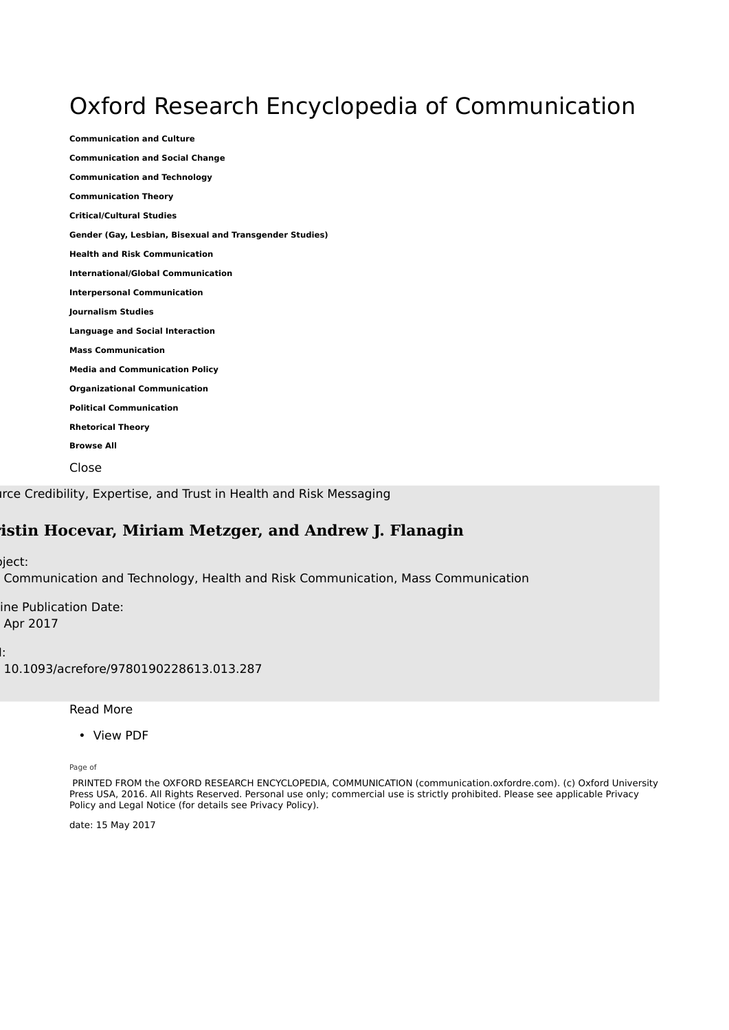# Oxford Research Encyclopedia of Communication

**Communication and Culture**

**Communication and Social Change**

**Communication and Technology**

**Communication Theory**

**Critical/Cultural Studies**

**Gender (Gay, Lesbian, Bisexual and Transgender Studies)**

**Health and Risk Communication**

**International/Global Communication**

**Interpersonal Communication**

**Journalism Studies**

**Language and Social Interaction**

**Mass Communication**

**Media and Communication Policy**

**Organizational Communication**

**Political Communication**

**Rhetorical Theory**

**Browse All**

Close

urce Credibility, Expertise, and Trust in Health and Risk Messaging

## ristin Hocevar, Miriam Metzger, and Andrew J. Flanagin

oject:
Communication and Technology, Health and Risk Communication, Mass Communication

ine Publication Date:
Apr 2017

I:
10.1093/acrefore/9780190228613.013.287

Read More

- View PDF

Page of

PRINTED FROM the OXFORD RESEARCH ENCYCLOPEDIA, COMMUNICATION (communication.oxfordre.com). (c) Oxford University Press USA, 2016. All Rights Reserved. Personal use only; commercial use is strictly prohibited. Please see applicable Privacy Policy and Legal Notice (for details see Privacy Policy).

date: 15 May 2017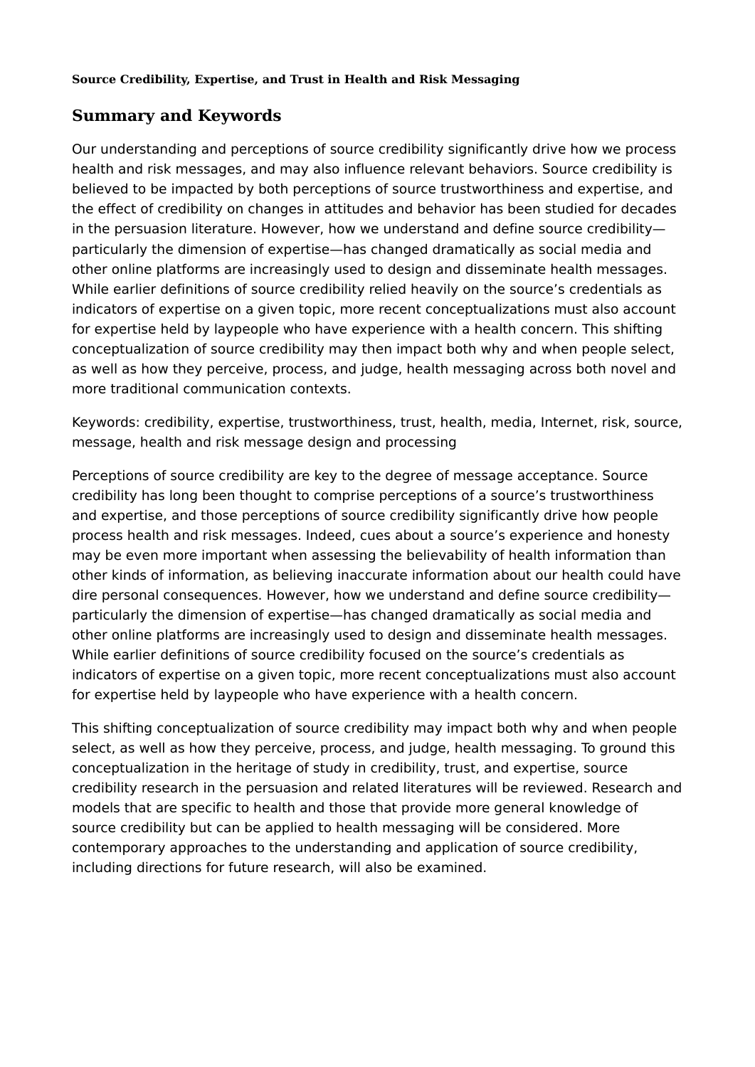**Source Credibility, Expertise, and Trust in Health and Risk Messaging**

## Summary and Keywords

Our understanding and perceptions of source credibility significantly drive how we process health and risk messages, and may also influence relevant behaviors. Source credibility is believed to be impacted by both perceptions of source trustworthiness and expertise, and the effect of credibility on changes in attitudes and behavior has been studied for decades in the persuasion literature. However, how we understand and define source credibility—particularly the dimension of expertise—has changed dramatically as social media and other online platforms are increasingly used to design and disseminate health messages. While earlier definitions of source credibility relied heavily on the source's credentials as indicators of expertise on a given topic, more recent conceptualizations must also account for expertise held by laypeople who have experience with a health concern. This shifting conceptualization of source credibility may then impact both why and when people select, as well as how they perceive, process, and judge, health messaging across both novel and more traditional communication contexts.

Keywords: credibility, expertise, trustworthiness, trust, health, media, Internet, risk, source, message, health and risk message design and processing

Perceptions of source credibility are key to the degree of message acceptance. Source credibility has long been thought to comprise perceptions of a source's trustworthiness and expertise, and those perceptions of source credibility significantly drive how people process health and risk messages. Indeed, cues about a source's experience and honesty may be even more important when assessing the believability of health information than other kinds of information, as believing inaccurate information about our health could have dire personal consequences. However, how we understand and define source credibility—particularly the dimension of expertise—has changed dramatically as social media and other online platforms are increasingly used to design and disseminate health messages. While earlier definitions of source credibility focused on the source's credentials as indicators of expertise on a given topic, more recent conceptualizations must also account for expertise held by laypeople who have experience with a health concern.

This shifting conceptualization of source credibility may impact both why and when people select, as well as how they perceive, process, and judge, health messaging. To ground this conceptualization in the heritage of study in credibility, trust, and expertise, source credibility research in the persuasion and related literatures will be reviewed. Research and models that are specific to health and those that provide more general knowledge of source credibility but can be applied to health messaging will be considered. More contemporary approaches to the understanding and application of source credibility, including directions for future research, will also be examined.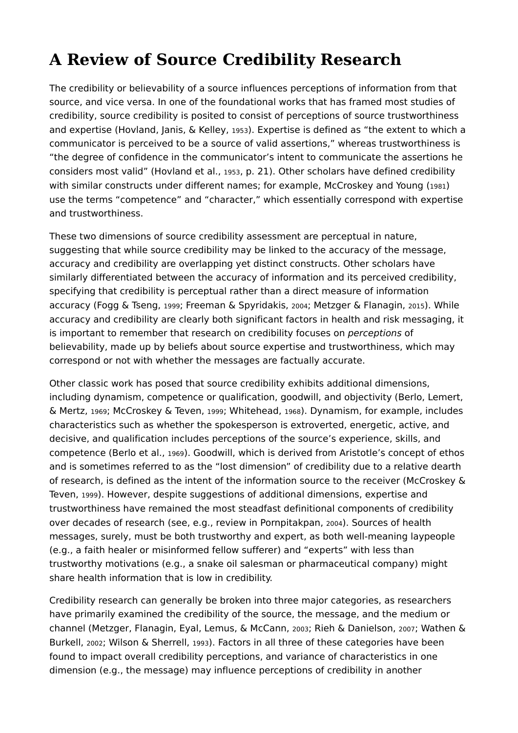# A Review of Source Credibility Research

The credibility or believability of a source influences perceptions of information from that source, and vice versa. In one of the foundational works that has framed most studies of credibility, source credibility is posited to consist of perceptions of source trustworthiness and expertise (Hovland, Janis, & Kelley, 1953). Expertise is defined as "the extent to which a communicator is perceived to be a source of valid assertions," whereas trustworthiness is "the degree of confidence in the communicator's intent to communicate the assertions he considers most valid" (Hovland et al., 1953, p. 21). Other scholars have defined credibility with similar constructs under different names; for example, McCroskey and Young (1981) use the terms "competence" and "character," which essentially correspond with expertise and trustworthiness.

These two dimensions of source credibility assessment are perceptual in nature, suggesting that while source credibility may be linked to the accuracy of the message, accuracy and credibility are overlapping yet distinct constructs. Other scholars have similarly differentiated between the accuracy of information and its perceived credibility, specifying that credibility is perceptual rather than a direct measure of information accuracy (Fogg & Tseng, 1999; Freeman & Spyridakis, 2004; Metzger & Flanagin, 2015). While accuracy and credibility are clearly both significant factors in health and risk messaging, it is important to remember that research on credibility focuses on *perceptions* of believability, made up by beliefs about source expertise and trustworthiness, which may correspond or not with whether the messages are factually accurate.

Other classic work has posed that source credibility exhibits additional dimensions, including dynamism, competence or qualification, goodwill, and objectivity (Berlo, Lemert, & Mertz, 1969; McCroskey & Teven, 1999; Whitehead, 1968). Dynamism, for example, includes characteristics such as whether the spokesperson is extroverted, energetic, active, and decisive, and qualification includes perceptions of the source's experience, skills, and competence (Berlo et al., 1969). Goodwill, which is derived from Aristotle's concept of ethos and is sometimes referred to as the "lost dimension" of credibility due to a relative dearth of research, is defined as the intent of the information source to the receiver (McCroskey & Teven, 1999). However, despite suggestions of additional dimensions, expertise and trustworthiness have remained the most steadfast definitional components of credibility over decades of research (see, e.g., review in Pornpitakpan, 2004). Sources of health messages, surely, must be both trustworthy and expert, as both well-meaning laypeople (e.g., a faith healer or misinformed fellow sufferer) and "experts" with less than trustworthy motivations (e.g., a snake oil salesman or pharmaceutical company) might share health information that is low in credibility.

Credibility research can generally be broken into three major categories, as researchers have primarily examined the credibility of the source, the message, and the medium or channel (Metzger, Flanagin, Eyal, Lemus, & McCann, 2003; Rieh & Danielson, 2007; Wathen & Burkell, 2002; Wilson & Sherrell, 1993). Factors in all three of these categories have been found to impact overall credibility perceptions, and variance of characteristics in one dimension (e.g., the message) may influence perceptions of credibility in another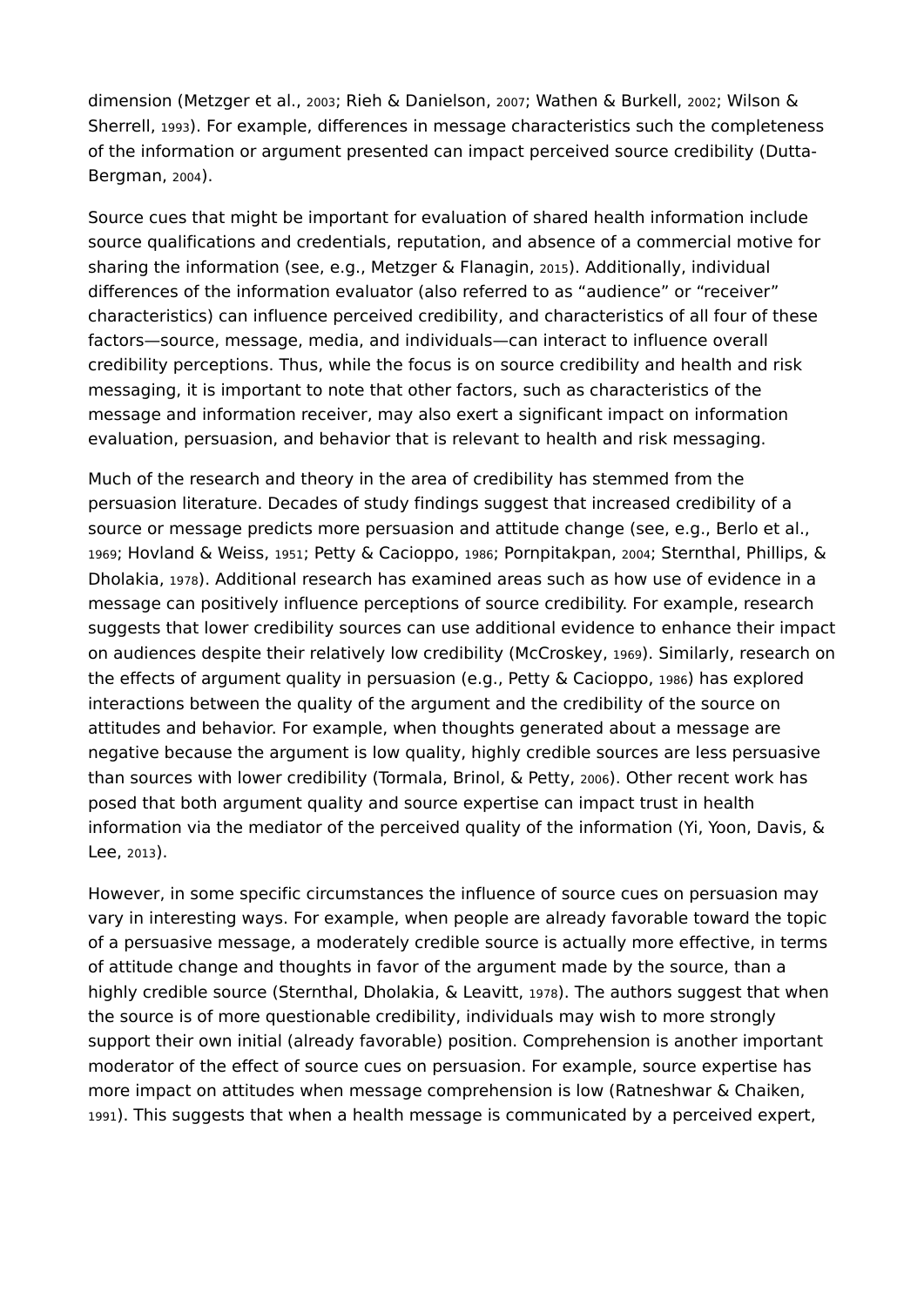dimension (Metzger et al., 2003; Rieh & Danielson, 2007; Wathen & Burkell, 2002; Wilson & Sherrell, 1993). For example, differences in message characteristics such the completeness of the information or argument presented can impact perceived source credibility (Dutta-Bergman, 2004).

Source cues that might be important for evaluation of shared health information include source qualifications and credentials, reputation, and absence of a commercial motive for sharing the information (see, e.g., Metzger & Flanagin, 2015). Additionally, individual differences of the information evaluator (also referred to as "audience" or "receiver" characteristics) can influence perceived credibility, and characteristics of all four of these factors—source, message, media, and individuals—can interact to influence overall credibility perceptions. Thus, while the focus is on source credibility and health and risk messaging, it is important to note that other factors, such as characteristics of the message and information receiver, may also exert a significant impact on information evaluation, persuasion, and behavior that is relevant to health and risk messaging.

Much of the research and theory in the area of credibility has stemmed from the persuasion literature. Decades of study findings suggest that increased credibility of a source or message predicts more persuasion and attitude change (see, e.g., Berlo et al., 1969; Hovland & Weiss, 1951; Petty & Cacioppo, 1986; Pornpitakpan, 2004; Sternthal, Phillips, & Dholakia, 1978). Additional research has examined areas such as how use of evidence in a message can positively influence perceptions of source credibility. For example, research suggests that lower credibility sources can use additional evidence to enhance their impact on audiences despite their relatively low credibility (McCroskey, 1969). Similarly, research on the effects of argument quality in persuasion (e.g., Petty & Cacioppo, 1986) has explored interactions between the quality of the argument and the credibility of the source on attitudes and behavior. For example, when thoughts generated about a message are negative because the argument is low quality, highly credible sources are less persuasive than sources with lower credibility (Tormala, Brinol, & Petty, 2006). Other recent work has posed that both argument quality and source expertise can impact trust in health information via the mediator of the perceived quality of the information (Yi, Yoon, Davis, & Lee, 2013).

However, in some specific circumstances the influence of source cues on persuasion may vary in interesting ways. For example, when people are already favorable toward the topic of a persuasive message, a moderately credible source is actually more effective, in terms of attitude change and thoughts in favor of the argument made by the source, than a highly credible source (Sternthal, Dholakia, & Leavitt, 1978). The authors suggest that when the source is of more questionable credibility, individuals may wish to more strongly support their own initial (already favorable) position. Comprehension is another important moderator of the effect of source cues on persuasion. For example, source expertise has more impact on attitudes when message comprehension is low (Ratneshwar & Chaiken, 1991). This suggests that when a health message is communicated by a perceived expert,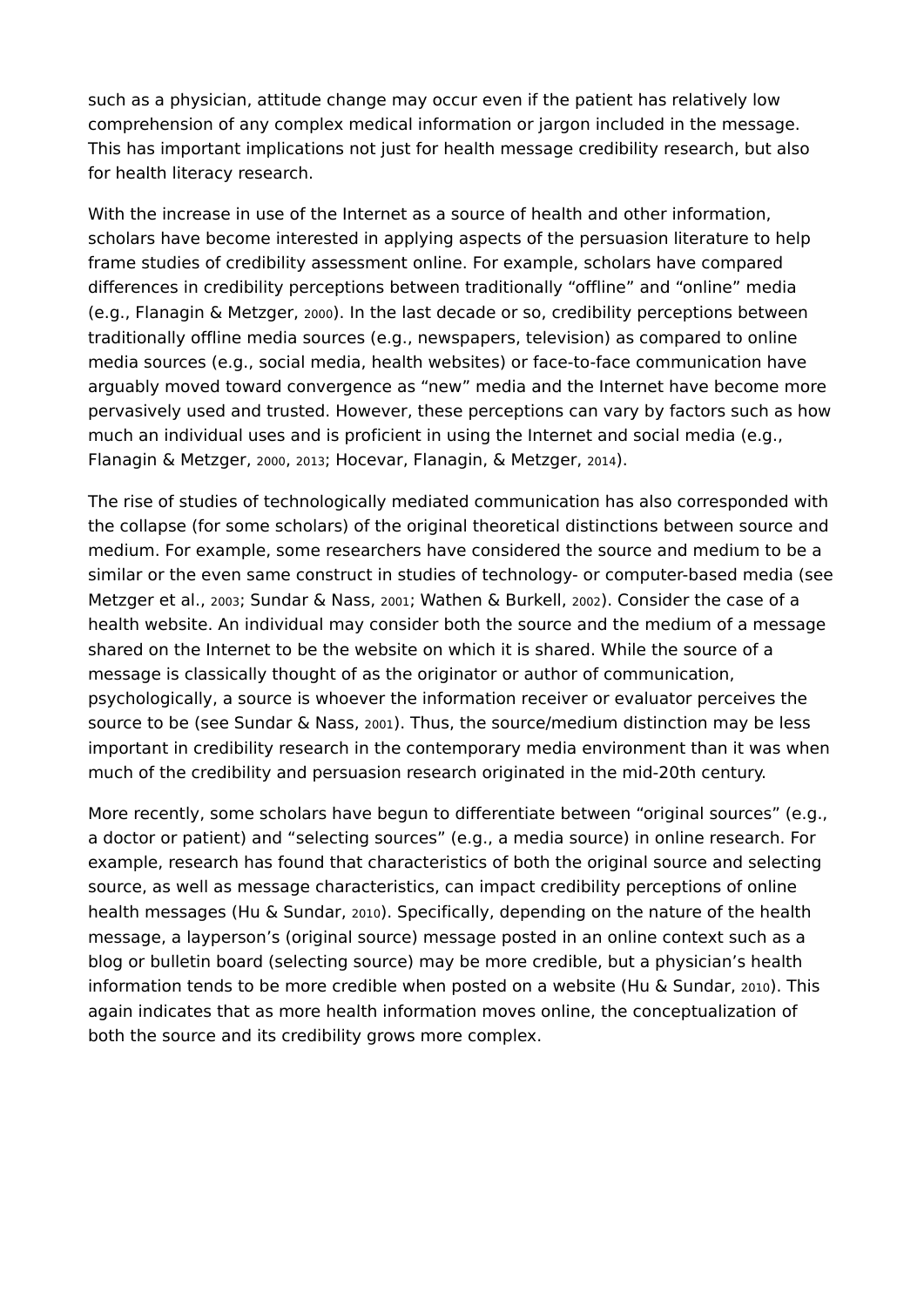such as a physician, attitude change may occur even if the patient has relatively low comprehension of any complex medical information or jargon included in the message. This has important implications not just for health message credibility research, but also for health literacy research.

With the increase in use of the Internet as a source of health and other information, scholars have become interested in applying aspects of the persuasion literature to help frame studies of credibility assessment online. For example, scholars have compared differences in credibility perceptions between traditionally “offline” and “online” media (e.g., Flanagin & Metzger, 2000). In the last decade or so, credibility perceptions between traditionally offline media sources (e.g., newspapers, television) as compared to online media sources (e.g., social media, health websites) or face-to-face communication have arguably moved toward convergence as “new” media and the Internet have become more pervasively used and trusted. However, these perceptions can vary by factors such as how much an individual uses and is proficient in using the Internet and social media (e.g., Flanagin & Metzger, 2000, 2013; Hocevar, Flanagin, & Metzger, 2014).

The rise of studies of technologically mediated communication has also corresponded with the collapse (for some scholars) of the original theoretical distinctions between source and medium. For example, some researchers have considered the source and medium to be a similar or the even same construct in studies of technology- or computer-based media (see Metzger et al., 2003; Sundar & Nass, 2001; Wathen & Burkell, 2002). Consider the case of a health website. An individual may consider both the source and the medium of a message shared on the Internet to be the website on which it is shared. While the source of a message is classically thought of as the originator or author of communication, psychologically, a source is whoever the information receiver or evaluator perceives the source to be (see Sundar & Nass, 2001). Thus, the source/medium distinction may be less important in credibility research in the contemporary media environment than it was when much of the credibility and persuasion research originated in the mid-20th century.

More recently, some scholars have begun to differentiate between “original sources” (e.g., a doctor or patient) and “selecting sources” (e.g., a media source) in online research. For example, research has found that characteristics of both the original source and selecting source, as well as message characteristics, can impact credibility perceptions of online health messages (Hu & Sundar, 2010). Specifically, depending on the nature of the health message, a layperson’s (original source) message posted in an online context such as a blog or bulletin board (selecting source) may be more credible, but a physician’s health information tends to be more credible when posted on a website (Hu & Sundar, 2010). This again indicates that as more health information moves online, the conceptualization of both the source and its credibility grows more complex.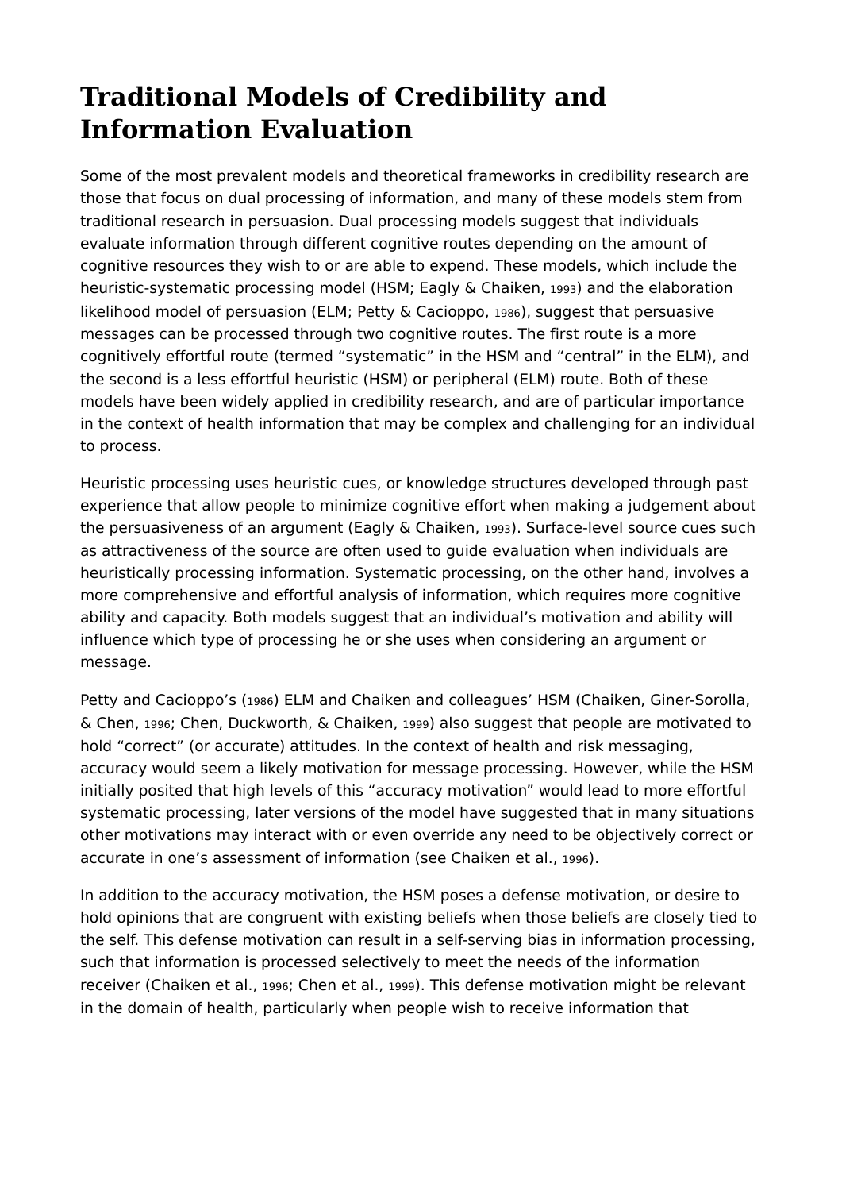# Traditional Models of Credibility and Information Evaluation

Some of the most prevalent models and theoretical frameworks in credibility research are those that focus on dual processing of information, and many of these models stem from traditional research in persuasion. Dual processing models suggest that individuals evaluate information through different cognitive routes depending on the amount of cognitive resources they wish to or are able to expend. These models, which include the heuristic-systematic processing model (HSM; Eagly & Chaiken, 1993) and the elaboration likelihood model of persuasion (ELM; Petty & Cacioppo, 1986), suggest that persuasive messages can be processed through two cognitive routes. The first route is a more cognitively effortful route (termed "systematic" in the HSM and "central" in the ELM), and the second is a less effortful heuristic (HSM) or peripheral (ELM) route. Both of these models have been widely applied in credibility research, and are of particular importance in the context of health information that may be complex and challenging for an individual to process.

Heuristic processing uses heuristic cues, or knowledge structures developed through past experience that allow people to minimize cognitive effort when making a judgement about the persuasiveness of an argument (Eagly & Chaiken, 1993). Surface-level source cues such as attractiveness of the source are often used to guide evaluation when individuals are heuristically processing information. Systematic processing, on the other hand, involves a more comprehensive and effortful analysis of information, which requires more cognitive ability and capacity. Both models suggest that an individual's motivation and ability will influence which type of processing he or she uses when considering an argument or message.

Petty and Cacioppo's (1986) ELM and Chaiken and colleagues' HSM (Chaiken, Giner-Sorolla, & Chen, 1996; Chen, Duckworth, & Chaiken, 1999) also suggest that people are motivated to hold "correct" (or accurate) attitudes. In the context of health and risk messaging, accuracy would seem a likely motivation for message processing. However, while the HSM initially posited that high levels of this "accuracy motivation" would lead to more effortful systematic processing, later versions of the model have suggested that in many situations other motivations may interact with or even override any need to be objectively correct or accurate in one's assessment of information (see Chaiken et al., 1996).

In addition to the accuracy motivation, the HSM poses a defense motivation, or desire to hold opinions that are congruent with existing beliefs when those beliefs are closely tied to the self. This defense motivation can result in a self-serving bias in information processing, such that information is processed selectively to meet the needs of the information receiver (Chaiken et al., 1996; Chen et al., 1999). This defense motivation might be relevant in the domain of health, particularly when people wish to receive information that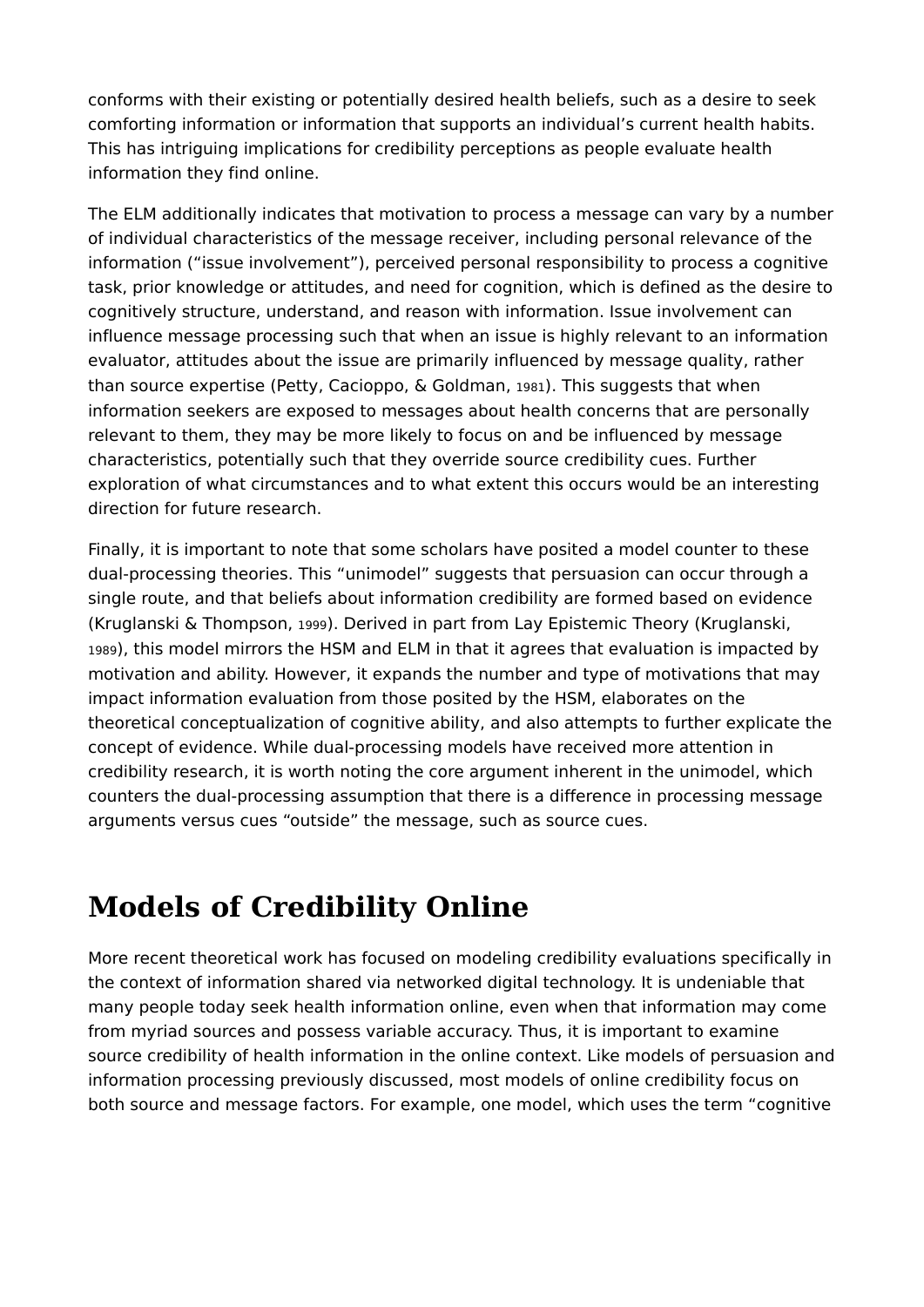conforms with their existing or potentially desired health beliefs, such as a desire to seek comforting information or information that supports an individual's current health habits. This has intriguing implications for credibility perceptions as people evaluate health information they find online.

The ELM additionally indicates that motivation to process a message can vary by a number of individual characteristics of the message receiver, including personal relevance of the information ("issue involvement"), perceived personal responsibility to process a cognitive task, prior knowledge or attitudes, and need for cognition, which is defined as the desire to cognitively structure, understand, and reason with information. Issue involvement can influence message processing such that when an issue is highly relevant to an information evaluator, attitudes about the issue are primarily influenced by message quality, rather than source expertise (Petty, Cacioppo, & Goldman, 1981). This suggests that when information seekers are exposed to messages about health concerns that are personally relevant to them, they may be more likely to focus on and be influenced by message characteristics, potentially such that they override source credibility cues. Further exploration of what circumstances and to what extent this occurs would be an interesting direction for future research.

Finally, it is important to note that some scholars have posited a model counter to these dual-processing theories. This "unimodel" suggests that persuasion can occur through a single route, and that beliefs about information credibility are formed based on evidence (Kruglanski & Thompson, 1999). Derived in part from Lay Epistemic Theory (Kruglanski, 1989), this model mirrors the HSM and ELM in that it agrees that evaluation is impacted by motivation and ability. However, it expands the number and type of motivations that may impact information evaluation from those posited by the HSM, elaborates on the theoretical conceptualization of cognitive ability, and also attempts to further explicate the concept of evidence. While dual-processing models have received more attention in credibility research, it is worth noting the core argument inherent in the unimodel, which counters the dual-processing assumption that there is a difference in processing message arguments versus cues "outside" the message, such as source cues.

## Models of Credibility Online

More recent theoretical work has focused on modeling credibility evaluations specifically in the context of information shared via networked digital technology. It is undeniable that many people today seek health information online, even when that information may come from myriad sources and possess variable accuracy. Thus, it is important to examine source credibility of health information in the online context. Like models of persuasion and information processing previously discussed, most models of online credibility focus on both source and message factors. For example, one model, which uses the term "cognitive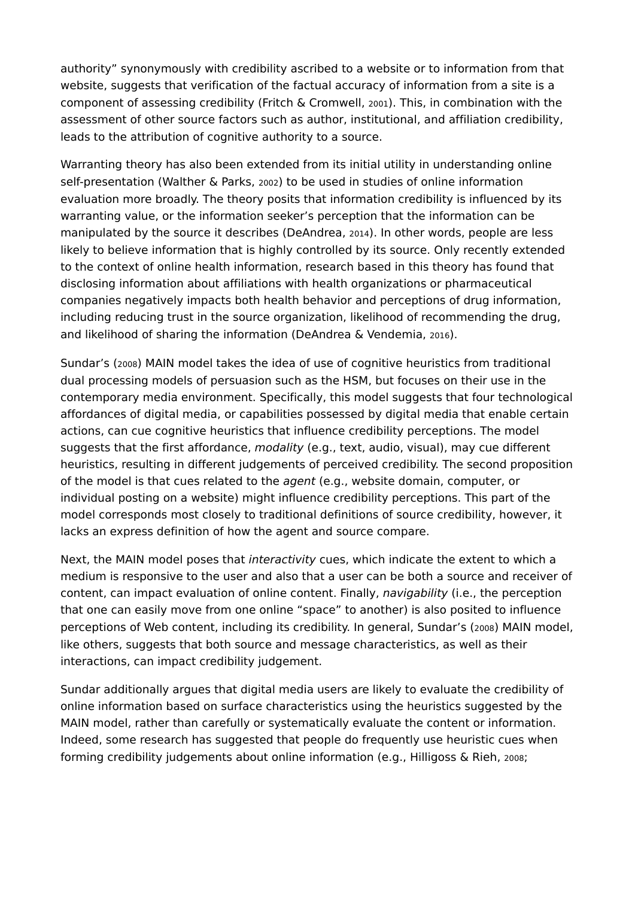authority" synonymously with credibility ascribed to a website or to information from that website, suggests that verification of the factual accuracy of information from a site is a component of assessing credibility (Fritch & Cromwell, 2001). This, in combination with the assessment of other source factors such as author, institutional, and affiliation credibility, leads to the attribution of cognitive authority to a source.

Warranting theory has also been extended from its initial utility in understanding online self-presentation (Walther & Parks, 2002) to be used in studies of online information evaluation more broadly. The theory posits that information credibility is influenced by its warranting value, or the information seeker's perception that the information can be manipulated by the source it describes (DeAndrea, 2014). In other words, people are less likely to believe information that is highly controlled by its source. Only recently extended to the context of online health information, research based in this theory has found that disclosing information about affiliations with health organizations or pharmaceutical companies negatively impacts both health behavior and perceptions of drug information, including reducing trust in the source organization, likelihood of recommending the drug, and likelihood of sharing the information (DeAndrea & Vendemia, 2016).

Sundar's (2008) MAIN model takes the idea of use of cognitive heuristics from traditional dual processing models of persuasion such as the HSM, but focuses on their use in the contemporary media environment. Specifically, this model suggests that four technological affordances of digital media, or capabilities possessed by digital media that enable certain actions, can cue cognitive heuristics that influence credibility perceptions. The model suggests that the first affordance, *modality* (e.g., text, audio, visual), may cue different heuristics, resulting in different judgements of perceived credibility. The second proposition of the model is that cues related to the *agent* (e.g., website domain, computer, or individual posting on a website) might influence credibility perceptions. This part of the model corresponds most closely to traditional definitions of source credibility, however, it lacks an express definition of how the agent and source compare.

Next, the MAIN model poses that *interactivity* cues, which indicate the extent to which a medium is responsive to the user and also that a user can be both a source and receiver of content, can impact evaluation of online content. Finally, *navigability* (i.e., the perception that one can easily move from one online "space" to another) is also posited to influence perceptions of Web content, including its credibility. In general, Sundar's (2008) MAIN model, like others, suggests that both source and message characteristics, as well as their interactions, can impact credibility judgement.

Sundar additionally argues that digital media users are likely to evaluate the credibility of online information based on surface characteristics using the heuristics suggested by the MAIN model, rather than carefully or systematically evaluate the content or information. Indeed, some research has suggested that people do frequently use heuristic cues when forming credibility judgements about online information (e.g., Hilligoss & Rieh, 2008;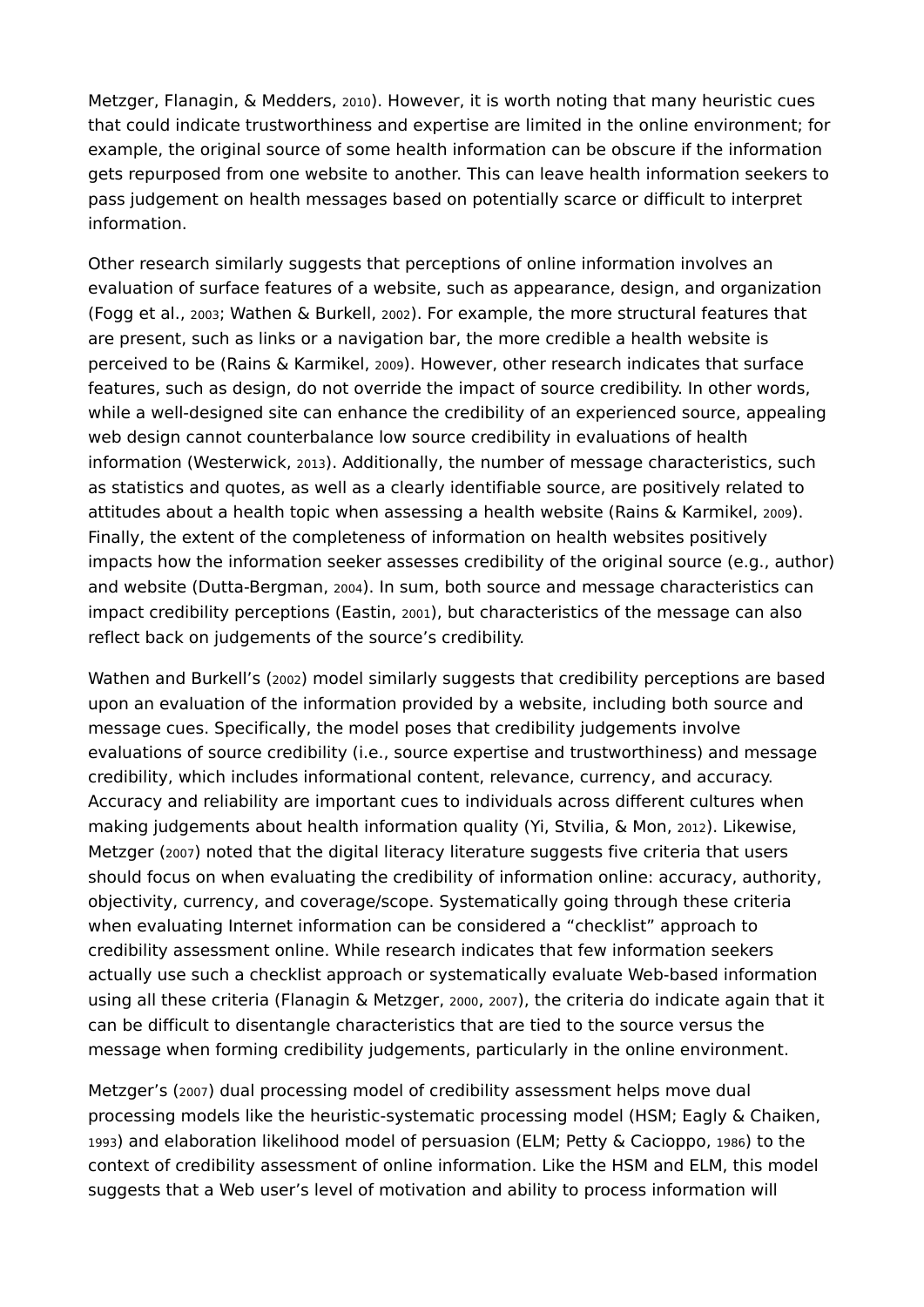Metzger, Flanagin, & Medders, 2010). However, it is worth noting that many heuristic cues that could indicate trustworthiness and expertise are limited in the online environment; for example, the original source of some health information can be obscure if the information gets repurposed from one website to another. This can leave health information seekers to pass judgement on health messages based on potentially scarce or difficult to interpret information.

Other research similarly suggests that perceptions of online information involves an evaluation of surface features of a website, such as appearance, design, and organization (Fogg et al., 2003; Wathen & Burkell, 2002). For example, the more structural features that are present, such as links or a navigation bar, the more credible a health website is perceived to be (Rains & Karmikel, 2009). However, other research indicates that surface features, such as design, do not override the impact of source credibility. In other words, while a well-designed site can enhance the credibility of an experienced source, appealing web design cannot counterbalance low source credibility in evaluations of health information (Westerwick, 2013). Additionally, the number of message characteristics, such as statistics and quotes, as well as a clearly identifiable source, are positively related to attitudes about a health topic when assessing a health website (Rains & Karmikel, 2009). Finally, the extent of the completeness of information on health websites positively impacts how the information seeker assesses credibility of the original source (e.g., author) and website (Dutta-Bergman, 2004). In sum, both source and message characteristics can impact credibility perceptions (Eastin, 2001), but characteristics of the message can also reflect back on judgements of the source's credibility.

Wathen and Burkell's (2002) model similarly suggests that credibility perceptions are based upon an evaluation of the information provided by a website, including both source and message cues. Specifically, the model poses that credibility judgements involve evaluations of source credibility (i.e., source expertise and trustworthiness) and message credibility, which includes informational content, relevance, currency, and accuracy. Accuracy and reliability are important cues to individuals across different cultures when making judgements about health information quality (Yi, Stvilia, & Mon, 2012). Likewise, Metzger (2007) noted that the digital literacy literature suggests five criteria that users should focus on when evaluating the credibility of information online: accuracy, authority, objectivity, currency, and coverage/scope. Systematically going through these criteria when evaluating Internet information can be considered a "checklist" approach to credibility assessment online. While research indicates that few information seekers actually use such a checklist approach or systematically evaluate Web-based information using all these criteria (Flanagin & Metzger, 2000, 2007), the criteria do indicate again that it can be difficult to disentangle characteristics that are tied to the source versus the message when forming credibility judgements, particularly in the online environment.

Metzger's (2007) dual processing model of credibility assessment helps move dual processing models like the heuristic-systematic processing model (HSM; Eagly & Chaiken, 1993) and elaboration likelihood model of persuasion (ELM; Petty & Cacioppo, 1986) to the context of credibility assessment of online information. Like the HSM and ELM, this model suggests that a Web user's level of motivation and ability to process information will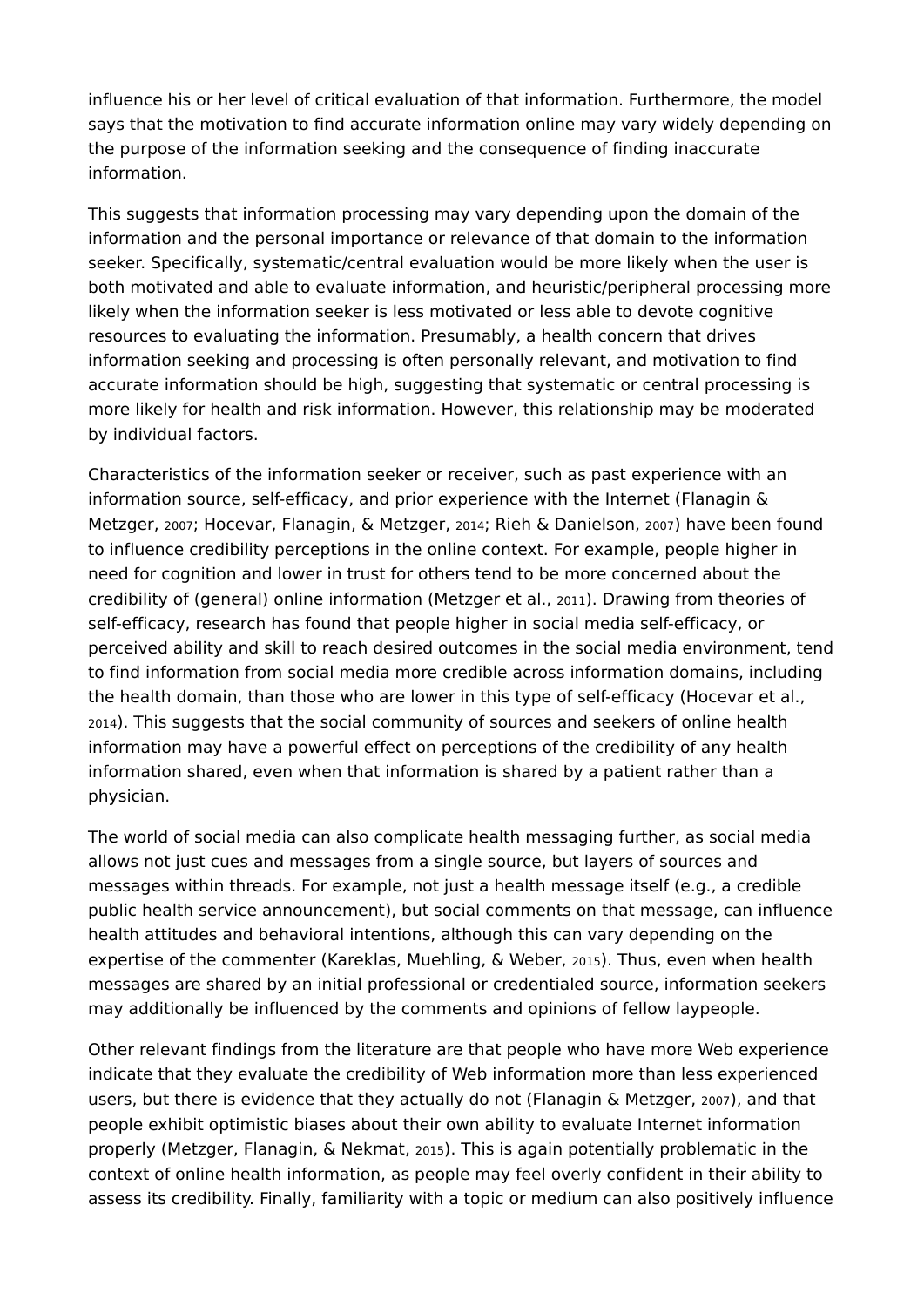influence his or her level of critical evaluation of that information. Furthermore, the model says that the motivation to find accurate information online may vary widely depending on the purpose of the information seeking and the consequence of finding inaccurate information.

This suggests that information processing may vary depending upon the domain of the information and the personal importance or relevance of that domain to the information seeker. Specifically, systematic/central evaluation would be more likely when the user is both motivated and able to evaluate information, and heuristic/peripheral processing more likely when the information seeker is less motivated or less able to devote cognitive resources to evaluating the information. Presumably, a health concern that drives information seeking and processing is often personally relevant, and motivation to find accurate information should be high, suggesting that systematic or central processing is more likely for health and risk information. However, this relationship may be moderated by individual factors.

Characteristics of the information seeker or receiver, such as past experience with an information source, self-efficacy, and prior experience with the Internet (Flanagin & Metzger, 2007; Hocevar, Flanagin, & Metzger, 2014; Rieh & Danielson, 2007) have been found to influence credibility perceptions in the online context. For example, people higher in need for cognition and lower in trust for others tend to be more concerned about the credibility of (general) online information (Metzger et al., 2011). Drawing from theories of self-efficacy, research has found that people higher in social media self-efficacy, or perceived ability and skill to reach desired outcomes in the social media environment, tend to find information from social media more credible across information domains, including the health domain, than those who are lower in this type of self-efficacy (Hocevar et al., 2014). This suggests that the social community of sources and seekers of online health information may have a powerful effect on perceptions of the credibility of any health information shared, even when that information is shared by a patient rather than a physician.

The world of social media can also complicate health messaging further, as social media allows not just cues and messages from a single source, but layers of sources and messages within threads. For example, not just a health message itself (e.g., a credible public health service announcement), but social comments on that message, can influence health attitudes and behavioral intentions, although this can vary depending on the expertise of the commenter (Kareklas, Muehling, & Weber, 2015). Thus, even when health messages are shared by an initial professional or credentialed source, information seekers may additionally be influenced by the comments and opinions of fellow laypeople.

Other relevant findings from the literature are that people who have more Web experience indicate that they evaluate the credibility of Web information more than less experienced users, but there is evidence that they actually do not (Flanagin & Metzger, 2007), and that people exhibit optimistic biases about their own ability to evaluate Internet information properly (Metzger, Flanagin, & Nekmat, 2015). This is again potentially problematic in the context of online health information, as people may feel overly confident in their ability to assess its credibility. Finally, familiarity with a topic or medium can also positively influence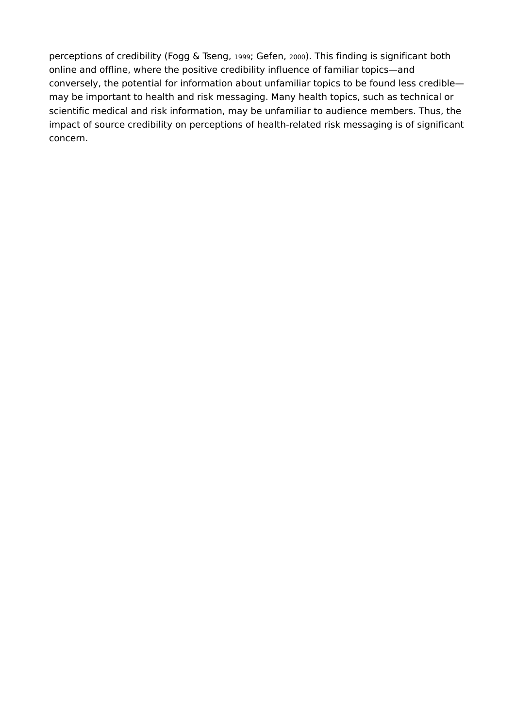perceptions of credibility (Fogg & Tseng, 1999; Gefen, 2000). This finding is significant both online and offline, where the positive credibility influence of familiar topics—and conversely, the potential for information about unfamiliar topics to be found less credible—may be important to health and risk messaging. Many health topics, such as technical or scientific medical and risk information, may be unfamiliar to audience members. Thus, the impact of source credibility on perceptions of health-related risk messaging is of significant concern.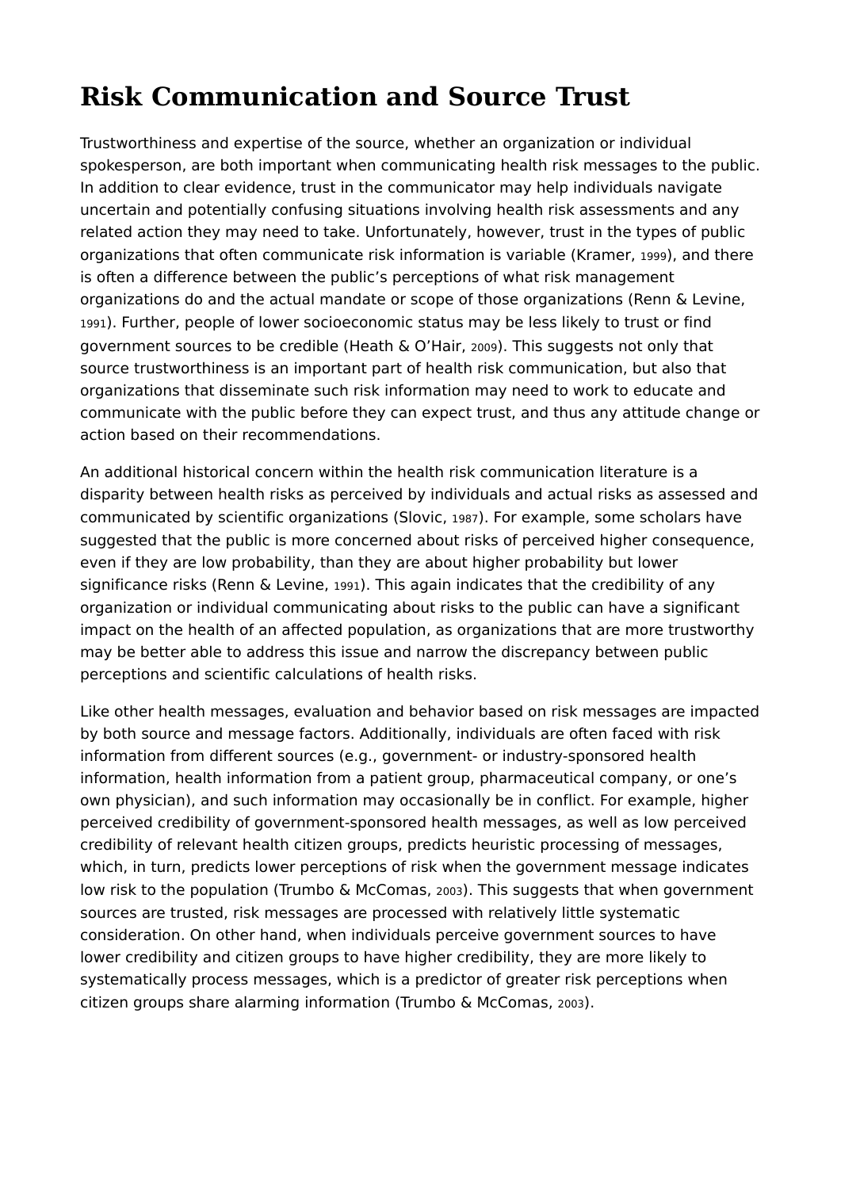# Risk Communication and Source Trust

Trustworthiness and expertise of the source, whether an organization or individual spokesperson, are both important when communicating health risk messages to the public. In addition to clear evidence, trust in the communicator may help individuals navigate uncertain and potentially confusing situations involving health risk assessments and any related action they may need to take. Unfortunately, however, trust in the types of public organizations that often communicate risk information is variable (Kramer, 1999), and there is often a difference between the public's perceptions of what risk management organizations do and the actual mandate or scope of those organizations (Renn & Levine, 1991). Further, people of lower socioeconomic status may be less likely to trust or find government sources to be credible (Heath & O'Hair, 2009). This suggests not only that source trustworthiness is an important part of health risk communication, but also that organizations that disseminate such risk information may need to work to educate and communicate with the public before they can expect trust, and thus any attitude change or action based on their recommendations.

An additional historical concern within the health risk communication literature is a disparity between health risks as perceived by individuals and actual risks as assessed and communicated by scientific organizations (Slovic, 1987). For example, some scholars have suggested that the public is more concerned about risks of perceived higher consequence, even if they are low probability, than they are about higher probability but lower significance risks (Renn & Levine, 1991). This again indicates that the credibility of any organization or individual communicating about risks to the public can have a significant impact on the health of an affected population, as organizations that are more trustworthy may be better able to address this issue and narrow the discrepancy between public perceptions and scientific calculations of health risks.

Like other health messages, evaluation and behavior based on risk messages are impacted by both source and message factors. Additionally, individuals are often faced with risk information from different sources (e.g., government- or industry-sponsored health information, health information from a patient group, pharmaceutical company, or one's own physician), and such information may occasionally be in conflict. For example, higher perceived credibility of government-sponsored health messages, as well as low perceived credibility of relevant health citizen groups, predicts heuristic processing of messages, which, in turn, predicts lower perceptions of risk when the government message indicates low risk to the population (Trumbo & McComas, 2003). This suggests that when government sources are trusted, risk messages are processed with relatively little systematic consideration. On other hand, when individuals perceive government sources to have lower credibility and citizen groups to have higher credibility, they are more likely to systematically process messages, which is a predictor of greater risk perceptions when citizen groups share alarming information (Trumbo & McComas, 2003).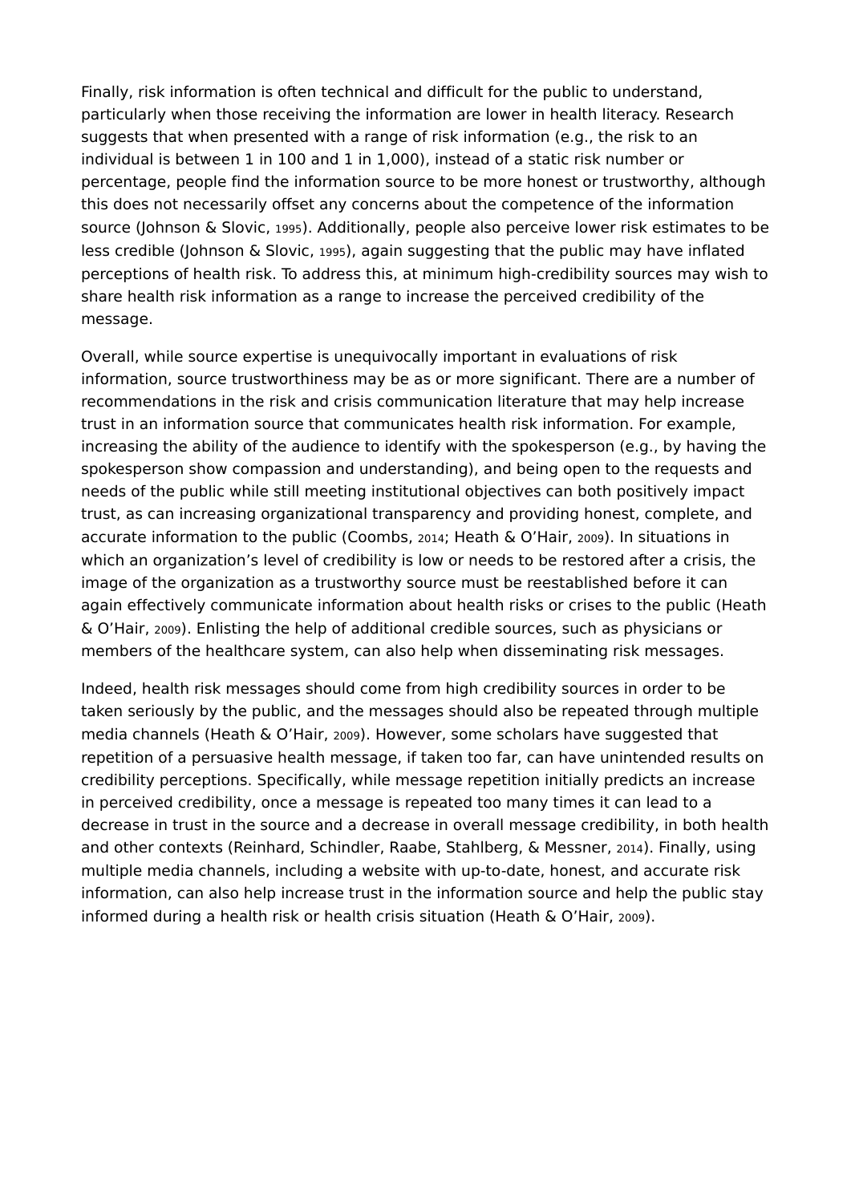Finally, risk information is often technical and difficult for the public to understand, particularly when those receiving the information are lower in health literacy. Research suggests that when presented with a range of risk information (e.g., the risk to an individual is between 1 in 100 and 1 in 1,000), instead of a static risk number or percentage, people find the information source to be more honest or trustworthy, although this does not necessarily offset any concerns about the competence of the information source (Johnson & Slovic, 1995). Additionally, people also perceive lower risk estimates to be less credible (Johnson & Slovic, 1995), again suggesting that the public may have inflated perceptions of health risk. To address this, at minimum high-credibility sources may wish to share health risk information as a range to increase the perceived credibility of the message.

Overall, while source expertise is unequivocally important in evaluations of risk information, source trustworthiness may be as or more significant. There are a number of recommendations in the risk and crisis communication literature that may help increase trust in an information source that communicates health risk information. For example, increasing the ability of the audience to identify with the spokesperson (e.g., by having the spokesperson show compassion and understanding), and being open to the requests and needs of the public while still meeting institutional objectives can both positively impact trust, as can increasing organizational transparency and providing honest, complete, and accurate information to the public (Coombs, 2014; Heath & O'Hair, 2009). In situations in which an organization's level of credibility is low or needs to be restored after a crisis, the image of the organization as a trustworthy source must be reestablished before it can again effectively communicate information about health risks or crises to the public (Heath & O'Hair, 2009). Enlisting the help of additional credible sources, such as physicians or members of the healthcare system, can also help when disseminating risk messages.

Indeed, health risk messages should come from high credibility sources in order to be taken seriously by the public, and the messages should also be repeated through multiple media channels (Heath & O'Hair, 2009). However, some scholars have suggested that repetition of a persuasive health message, if taken too far, can have unintended results on credibility perceptions. Specifically, while message repetition initially predicts an increase in perceived credibility, once a message is repeated too many times it can lead to a decrease in trust in the source and a decrease in overall message credibility, in both health and other contexts (Reinhard, Schindler, Raabe, Stahlberg, & Messner, 2014). Finally, using multiple media channels, including a website with up-to-date, honest, and accurate risk information, can also help increase trust in the information source and help the public stay informed during a health risk or health crisis situation (Heath & O'Hair, 2009).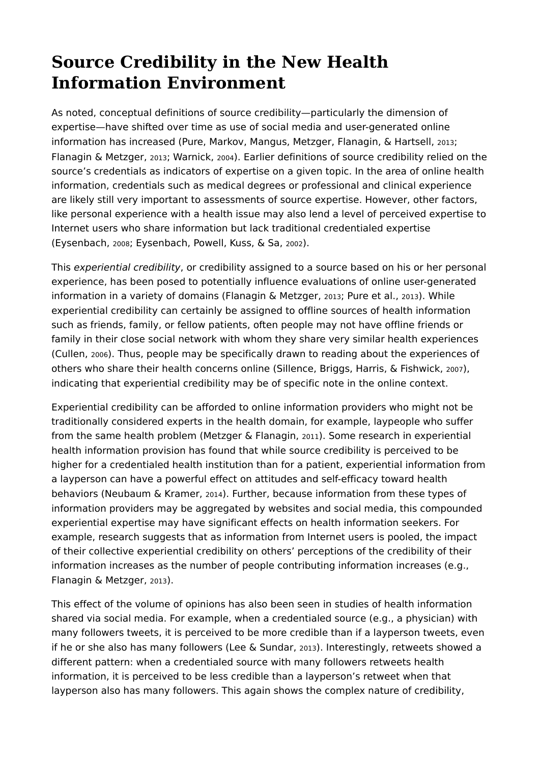## Source Credibility in the New Health Information Environment

As noted, conceptual definitions of source credibility—particularly the dimension of expertise—have shifted over time as use of social media and user-generated online information has increased (Pure, Markov, Mangus, Metzger, Flanagin, & Hartsell, 2013; Flanagin & Metzger, 2013; Warnick, 2004). Earlier definitions of source credibility relied on the source's credentials as indicators of expertise on a given topic. In the area of online health information, credentials such as medical degrees or professional and clinical experience are likely still very important to assessments of source expertise. However, other factors, like personal experience with a health issue may also lend a level of perceived expertise to Internet users who share information but lack traditional credentialed expertise (Eysenbach, 2008; Eysenbach, Powell, Kuss, & Sa, 2002).

This *experiential credibility*, or credibility assigned to a source based on his or her personal experience, has been posed to potentially influence evaluations of online user-generated information in a variety of domains (Flanagin & Metzger, 2013; Pure et al., 2013). While experiential credibility can certainly be assigned to offline sources of health information such as friends, family, or fellow patients, often people may not have offline friends or family in their close social network with whom they share very similar health experiences (Cullen, 2006). Thus, people may be specifically drawn to reading about the experiences of others who share their health concerns online (Sillence, Briggs, Harris, & Fishwick, 2007), indicating that experiential credibility may be of specific note in the online context.

Experiential credibility can be afforded to online information providers who might not be traditionally considered experts in the health domain, for example, laypeople who suffer from the same health problem (Metzger & Flanagin, 2011). Some research in experiential health information provision has found that while source credibility is perceived to be higher for a credentialed health institution than for a patient, experiential information from a layperson can have a powerful effect on attitudes and self-efficacy toward health behaviors (Neubaum & Kramer, 2014). Further, because information from these types of information providers may be aggregated by websites and social media, this compounded experiential expertise may have significant effects on health information seekers. For example, research suggests that as information from Internet users is pooled, the impact of their collective experiential credibility on others' perceptions of the credibility of their information increases as the number of people contributing information increases (e.g., Flanagin & Metzger, 2013).

This effect of the volume of opinions has also been seen in studies of health information shared via social media. For example, when a credentialed source (e.g., a physician) with many followers tweets, it is perceived to be more credible than if a layperson tweets, even if he or she also has many followers (Lee & Sundar, 2013). Interestingly, retweets showed a different pattern: when a credentialed source with many followers retweets health information, it is perceived to be less credible than a layperson's retweet when that layperson also has many followers. This again shows the complex nature of credibility,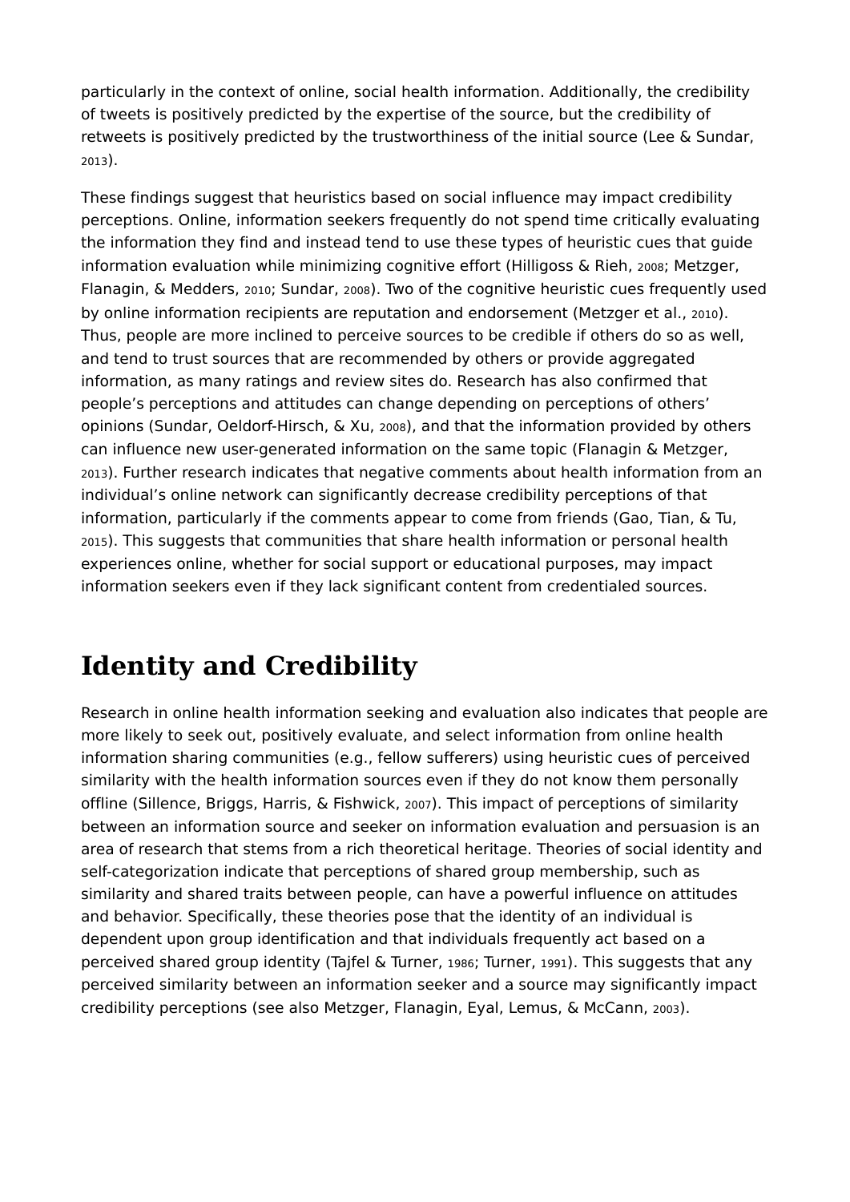particularly in the context of online, social health information. Additionally, the credibility of tweets is positively predicted by the expertise of the source, but the credibility of retweets is positively predicted by the trustworthiness of the initial source (Lee & Sundar, 2013).

These findings suggest that heuristics based on social influence may impact credibility perceptions. Online, information seekers frequently do not spend time critically evaluating the information they find and instead tend to use these types of heuristic cues that guide information evaluation while minimizing cognitive effort (Hilligoss & Rieh, 2008; Metzger, Flanagin, & Medders, 2010; Sundar, 2008). Two of the cognitive heuristic cues frequently used by online information recipients are reputation and endorsement (Metzger et al., 2010). Thus, people are more inclined to perceive sources to be credible if others do so as well, and tend to trust sources that are recommended by others or provide aggregated information, as many ratings and review sites do. Research has also confirmed that people's perceptions and attitudes can change depending on perceptions of others' opinions (Sundar, Oeldorf-Hirsch, & Xu, 2008), and that the information provided by others can influence new user-generated information on the same topic (Flanagin & Metzger, 2013). Further research indicates that negative comments about health information from an individual's online network can significantly decrease credibility perceptions of that information, particularly if the comments appear to come from friends (Gao, Tian, & Tu, 2015). This suggests that communities that share health information or personal health experiences online, whether for social support or educational purposes, may impact information seekers even if they lack significant content from credentialed sources.

## Identity and Credibility

Research in online health information seeking and evaluation also indicates that people are more likely to seek out, positively evaluate, and select information from online health information sharing communities (e.g., fellow sufferers) using heuristic cues of perceived similarity with the health information sources even if they do not know them personally offline (Sillence, Briggs, Harris, & Fishwick, 2007). This impact of perceptions of similarity between an information source and seeker on information evaluation and persuasion is an area of research that stems from a rich theoretical heritage. Theories of social identity and self-categorization indicate that perceptions of shared group membership, such as similarity and shared traits between people, can have a powerful influence on attitudes and behavior. Specifically, these theories pose that the identity of an individual is dependent upon group identification and that individuals frequently act based on a perceived shared group identity (Tajfel & Turner, 1986; Turner, 1991). This suggests that any perceived similarity between an information seeker and a source may significantly impact credibility perceptions (see also Metzger, Flanagin, Eyal, Lemus, & McCann, 2003).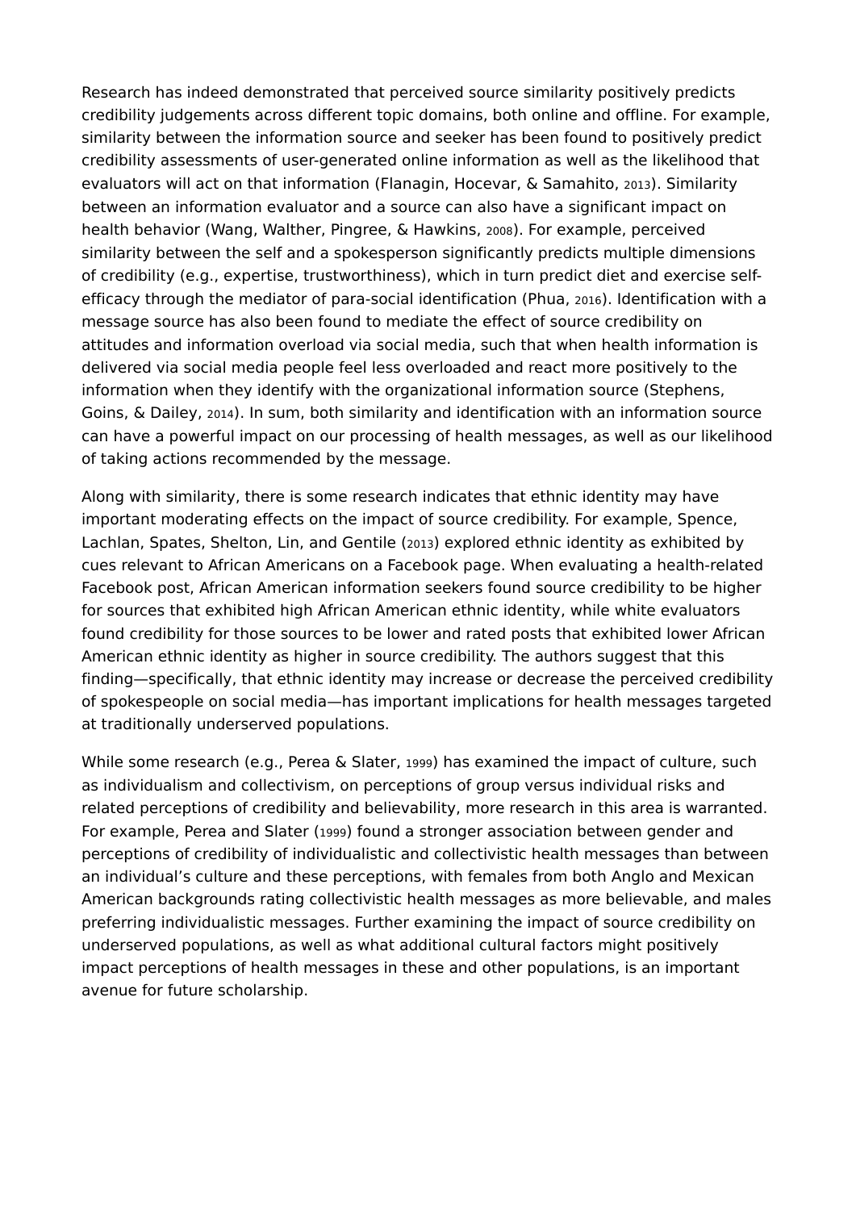Research has indeed demonstrated that perceived source similarity positively predicts credibility judgements across different topic domains, both online and offline. For example, similarity between the information source and seeker has been found to positively predict credibility assessments of user-generated online information as well as the likelihood that evaluators will act on that information (Flanagin, Hocevar, & Samahito, 2013). Similarity between an information evaluator and a source can also have a significant impact on health behavior (Wang, Walther, Pingree, & Hawkins, 2008). For example, perceived similarity between the self and a spokesperson significantly predicts multiple dimensions of credibility (e.g., expertise, trustworthiness), which in turn predict diet and exercise self-efficacy through the mediator of para-social identification (Phua, 2016). Identification with a message source has also been found to mediate the effect of source credibility on attitudes and information overload via social media, such that when health information is delivered via social media people feel less overloaded and react more positively to the information when they identify with the organizational information source (Stephens, Goins, & Dailey, 2014). In sum, both similarity and identification with an information source can have a powerful impact on our processing of health messages, as well as our likelihood of taking actions recommended by the message.

Along with similarity, there is some research indicates that ethnic identity may have important moderating effects on the impact of source credibility. For example, Spence, Lachlan, Spates, Shelton, Lin, and Gentile (2013) explored ethnic identity as exhibited by cues relevant to African Americans on a Facebook page. When evaluating a health-related Facebook post, African American information seekers found source credibility to be higher for sources that exhibited high African American ethnic identity, while white evaluators found credibility for those sources to be lower and rated posts that exhibited lower African American ethnic identity as higher in source credibility. The authors suggest that this finding—specifically, that ethnic identity may increase or decrease the perceived credibility of spokespeople on social media—has important implications for health messages targeted at traditionally underserved populations.

While some research (e.g., Perea & Slater, 1999) has examined the impact of culture, such as individualism and collectivism, on perceptions of group versus individual risks and related perceptions of credibility and believability, more research in this area is warranted. For example, Perea and Slater (1999) found a stronger association between gender and perceptions of credibility of individualistic and collectivistic health messages than between an individual's culture and these perceptions, with females from both Anglo and Mexican American backgrounds rating collectivistic health messages as more believable, and males preferring individualistic messages. Further examining the impact of source credibility on underserved populations, as well as what additional cultural factors might positively impact perceptions of health messages in these and other populations, is an important avenue for future scholarship.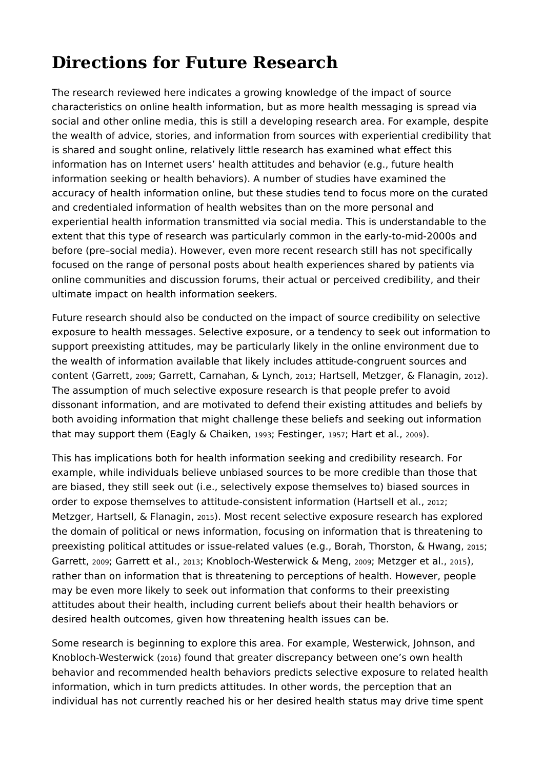# Directions for Future Research

The research reviewed here indicates a growing knowledge of the impact of source characteristics on online health information, but as more health messaging is spread via social and other online media, this is still a developing research area. For example, despite the wealth of advice, stories, and information from sources with experiential credibility that is shared and sought online, relatively little research has examined what effect this information has on Internet users' health attitudes and behavior (e.g., future health information seeking or health behaviors). A number of studies have examined the accuracy of health information online, but these studies tend to focus more on the curated and credentialed information of health websites than on the more personal and experiential health information transmitted via social media. This is understandable to the extent that this type of research was particularly common in the early-to-mid-2000s and before (pre–social media). However, even more recent research still has not specifically focused on the range of personal posts about health experiences shared by patients via online communities and discussion forums, their actual or perceived credibility, and their ultimate impact on health information seekers.

Future research should also be conducted on the impact of source credibility on selective exposure to health messages. Selective exposure, or a tendency to seek out information to support preexisting attitudes, may be particularly likely in the online environment due to the wealth of information available that likely includes attitude-congruent sources and content (Garrett, 2009; Garrett, Carnahan, & Lynch, 2013; Hartsell, Metzger, & Flanagin, 2012). The assumption of much selective exposure research is that people prefer to avoid dissonant information, and are motivated to defend their existing attitudes and beliefs by both avoiding information that might challenge these beliefs and seeking out information that may support them (Eagly & Chaiken, 1993; Festinger, 1957; Hart et al., 2009).

This has implications both for health information seeking and credibility research. For example, while individuals believe unbiased sources to be more credible than those that are biased, they still seek out (i.e., selectively expose themselves to) biased sources in order to expose themselves to attitude-consistent information (Hartsell et al., 2012; Metzger, Hartsell, & Flanagin, 2015). Most recent selective exposure research has explored the domain of political or news information, focusing on information that is threatening to preexisting political attitudes or issue-related values (e.g., Borah, Thorston, & Hwang, 2015; Garrett, 2009; Garrett et al., 2013; Knobloch-Westerwick & Meng, 2009; Metzger et al., 2015), rather than on information that is threatening to perceptions of health. However, people may be even more likely to seek out information that conforms to their preexisting attitudes about their health, including current beliefs about their health behaviors or desired health outcomes, given how threatening health issues can be.

Some research is beginning to explore this area. For example, Westerwick, Johnson, and Knobloch-Westerwick (2016) found that greater discrepancy between one's own health behavior and recommended health behaviors predicts selective exposure to related health information, which in turn predicts attitudes. In other words, the perception that an individual has not currently reached his or her desired health status may drive time spent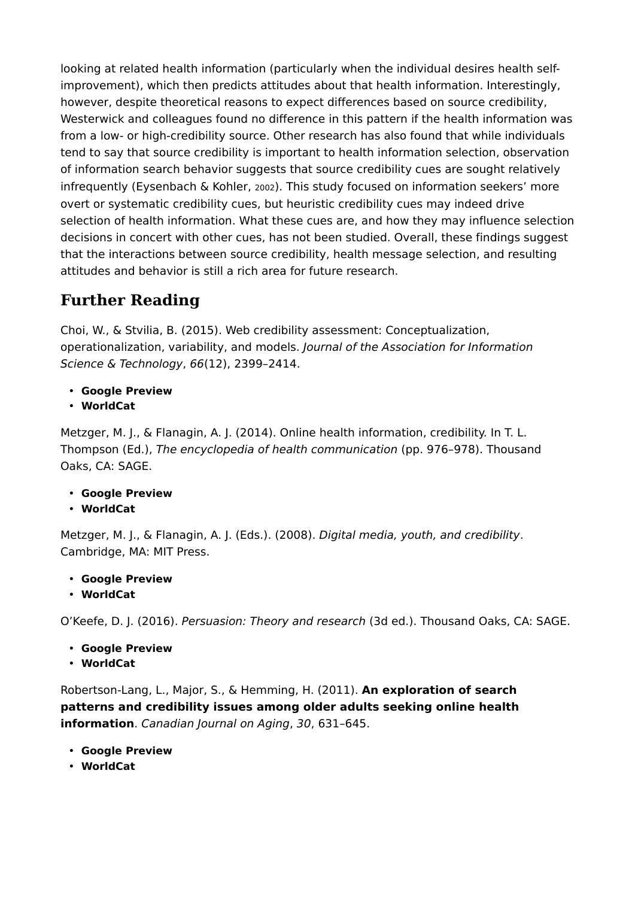looking at related health information (particularly when the individual desires health self-improvement), which then predicts attitudes about that health information. Interestingly, however, despite theoretical reasons to expect differences based on source credibility, Westerwick and colleagues found no difference in this pattern if the health information was from a low- or high-credibility source. Other research has also found that while individuals tend to say that source credibility is important to health information selection, observation of information search behavior suggests that source credibility cues are sought relatively infrequently (Eysenbach & Kohler, 2002). This study focused on information seekers' more overt or systematic credibility cues, but heuristic credibility cues may indeed drive selection of health information. What these cues are, and how they may influence selection decisions in concert with other cues, has not been studied. Overall, these findings suggest that the interactions between source credibility, health message selection, and resulting attitudes and behavior is still a rich area for future research.

## Further Reading

Choi, W., & Stvilia, B. (2015). Web credibility assessment: Conceptualization, operationalization, variability, and models. *Journal of the Association for Information Science & Technology*, *66*(12), 2399–2414.

- **Google Preview**
- **WorldCat**

Metzger, M. J., & Flanagin, A. J. (2014). Online health information, credibility. In T. L. Thompson (Ed.), *The encyclopedia of health communication* (pp. 976–978). Thousand Oaks, CA: SAGE.

- **Google Preview**
- **WorldCat**

Metzger, M. J., & Flanagin, A. J. (Eds.). (2008). *Digital media, youth, and credibility*. Cambridge, MA: MIT Press.

- **Google Preview**
- **WorldCat**

O'Keefe, D. J. (2016). *Persuasion: Theory and research* (3d ed.). Thousand Oaks, CA: SAGE.

- **Google Preview**
- **WorldCat**

Robertson-Lang, L., Major, S., & Hemming, H. (2011). **An exploration of search patterns and credibility issues among older adults seeking online health information**. *Canadian Journal on Aging*, *30*, 631–645.

- **Google Preview**
- **WorldCat**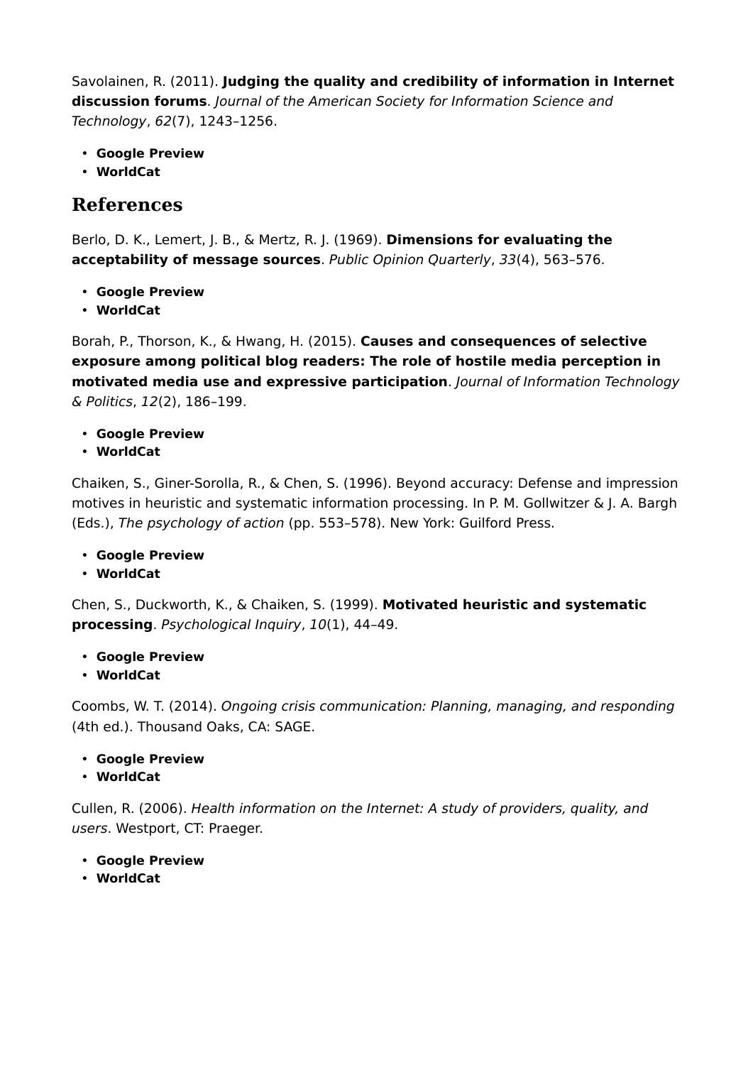Savolainen, R. (2011). **Judging the quality and credibility of information in Internet discussion forums**. *Journal of the American Society for Information Science and Technology*, *62*(7), 1243–1256.

- **Google Preview**
- **WorldCat**

## References

Berlo, D. K., Lemert, J. B., & Mertz, R. J. (1969). **Dimensions for evaluating the acceptability of message sources**. *Public Opinion Quarterly*, *33*(4), 563–576.

- **Google Preview**
- **WorldCat**

Borah, P., Thorson, K., & Hwang, H. (2015). **Causes and consequences of selective exposure among political blog readers: The role of hostile media perception in motivated media use and expressive participation**. *Journal of Information Technology & Politics*, *12*(2), 186–199.

- **Google Preview**
- **WorldCat**

Chaiken, S., Giner-Sorolla, R., & Chen, S. (1996). Beyond accuracy: Defense and impression motives in heuristic and systematic information processing. In P. M. Gollwitzer & J. A. Bargh (Eds.), *The psychology of action* (pp. 553–578). New York: Guilford Press.

- **Google Preview**
- **WorldCat**

Chen, S., Duckworth, K., & Chaiken, S. (1999). **Motivated heuristic and systematic processing**. *Psychological Inquiry*, *10*(1), 44–49.

- **Google Preview**
- **WorldCat**

Coombs, W. T. (2014). *Ongoing crisis communication: Planning, managing, and responding* (4th ed.). Thousand Oaks, CA: SAGE.

- **Google Preview**
- **WorldCat**

Cullen, R. (2006). *Health information on the Internet: A study of providers, quality, and users*. Westport, CT: Praeger.

- **Google Preview**
- **WorldCat**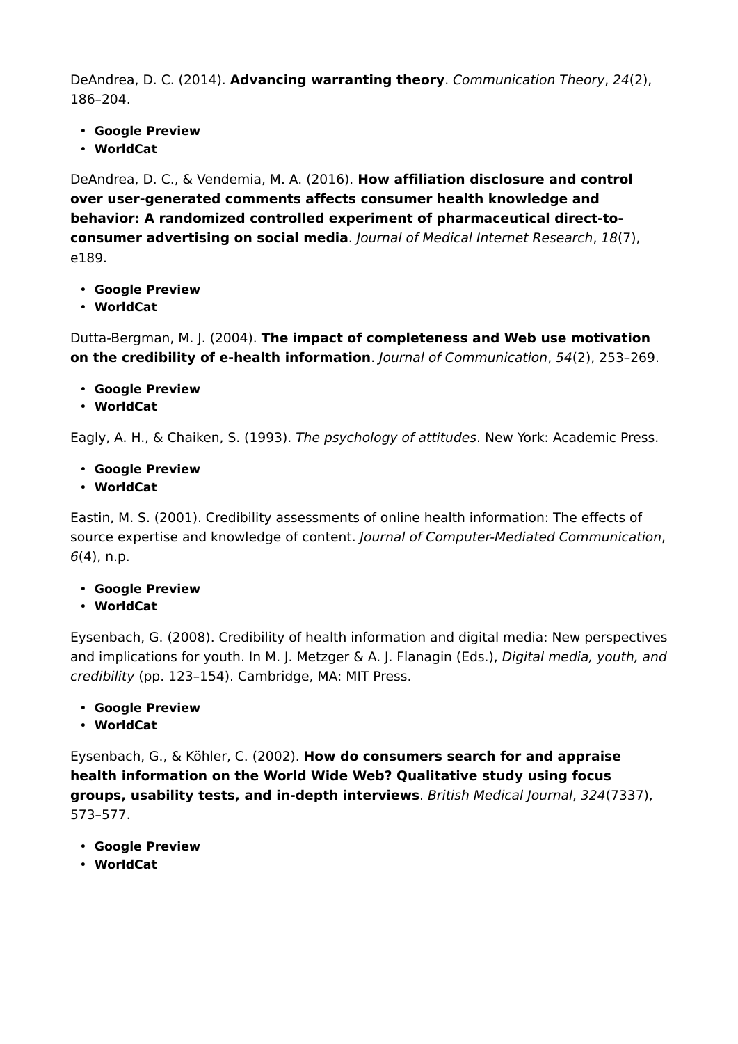DeAndrea, D. C. (2014). **Advancing warranting theory**. *Communication Theory*, *24*(2), 186–204.

- **Google Preview**
- **WorldCat**

DeAndrea, D. C., & Vendemia, M. A. (2016). **How affiliation disclosure and control over user-generated comments affects consumer health knowledge and behavior: A randomized controlled experiment of pharmaceutical direct-to-consumer advertising on social media**. *Journal of Medical Internet Research*, *18*(7), e189.

- **Google Preview**
- **WorldCat**

Dutta-Bergman, M. J. (2004). **The impact of completeness and Web use motivation on the credibility of e-health information**. *Journal of Communication*, *54*(2), 253–269.

- **Google Preview**
- **WorldCat**

Eagly, A. H., & Chaiken, S. (1993). *The psychology of attitudes*. New York: Academic Press.

- **Google Preview**
- **WorldCat**

Eastin, M. S. (2001). Credibility assessments of online health information: The effects of source expertise and knowledge of content. *Journal of Computer-Mediated Communication*, *6*(4), n.p.

- **Google Preview**
- **WorldCat**

Eysenbach, G. (2008). Credibility of health information and digital media: New perspectives and implications for youth. In M. J. Metzger & A. J. Flanagin (Eds.), *Digital media, youth, and credibility* (pp. 123–154). Cambridge, MA: MIT Press.

- **Google Preview**
- **WorldCat**

Eysenbach, G., & Köhler, C. (2002). **How do consumers search for and appraise health information on the World Wide Web? Qualitative study using focus groups, usability tests, and in-depth interviews**. *British Medical Journal*, *324*(7337), 573–577.

- **Google Preview**
- **WorldCat**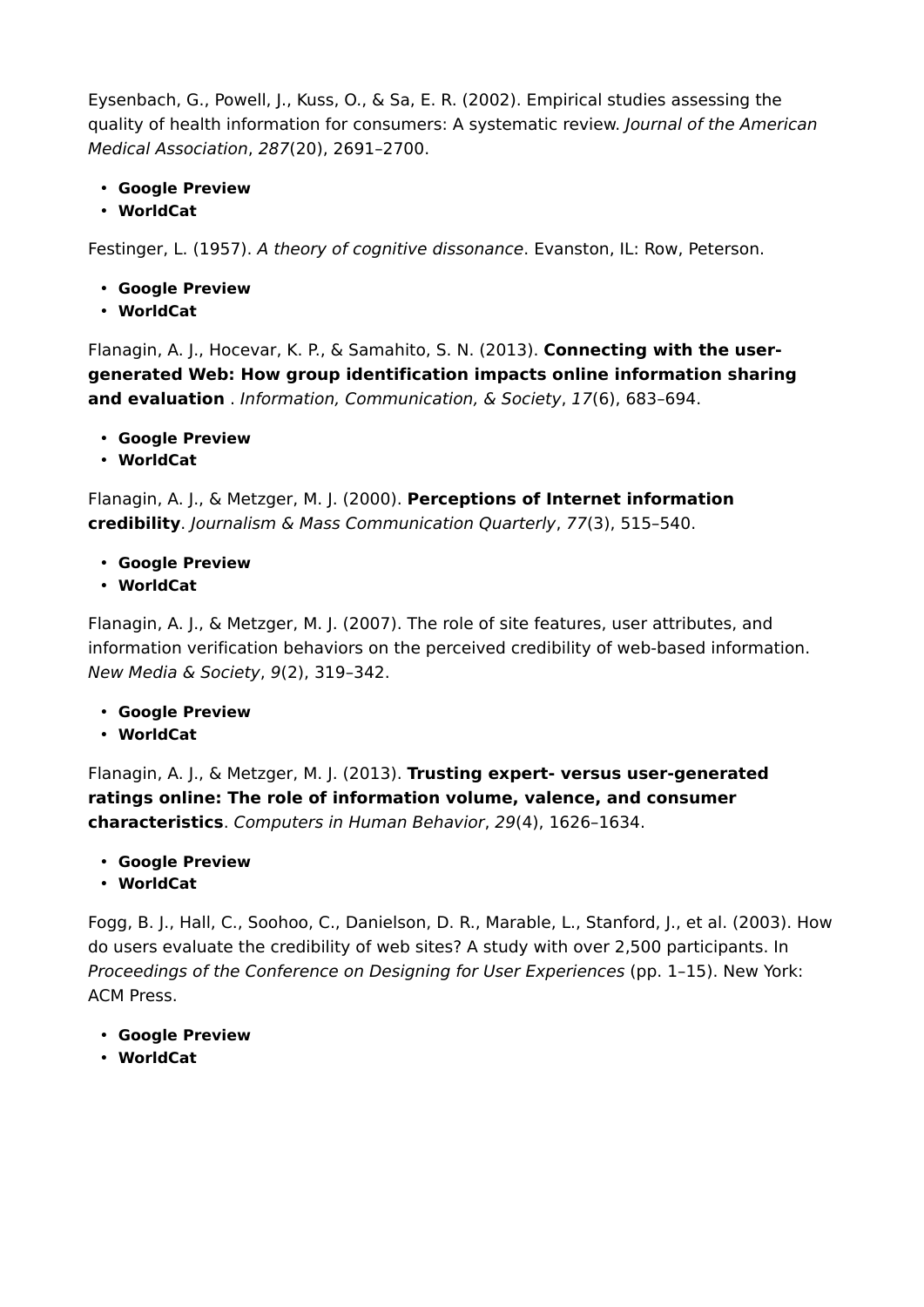Eysenbach, G., Powell, J., Kuss, O., & Sa, E. R. (2002). Empirical studies assessing the quality of health information for consumers: A systematic review. *Journal of the American Medical Association*, *287*(20), 2691–2700.

- **Google Preview**
- **WorldCat**

Festinger, L. (1957). *A theory of cognitive dissonance*. Evanston, IL: Row, Peterson.

- **Google Preview**
- **WorldCat**

Flanagin, A. J., Hocevar, K. P., & Samahito, S. N. (2013). **Connecting with the user-generated Web: How group identification impacts online information sharing and evaluation** . *Information, Communication, & Society*, *17*(6), 683–694.

- **Google Preview**
- **WorldCat**

Flanagin, A. J., & Metzger, M. J. (2000). **Perceptions of Internet information credibility**. *Journalism & Mass Communication Quarterly*, *77*(3), 515–540.

- **Google Preview**
- **WorldCat**

Flanagin, A. J., & Metzger, M. J. (2007). The role of site features, user attributes, and information verification behaviors on the perceived credibility of web-based information. *New Media & Society*, *9*(2), 319–342.

- **Google Preview**
- **WorldCat**

Flanagin, A. J., & Metzger, M. J. (2013). **Trusting expert- versus user-generated ratings online: The role of information volume, valence, and consumer characteristics**. *Computers in Human Behavior*, *29*(4), 1626–1634.

- **Google Preview**
- **WorldCat**

Fogg, B. J., Hall, C., Soohoo, C., Danielson, D. R., Marable, L., Stanford, J., et al. (2003). How do users evaluate the credibility of web sites? A study with over 2,500 participants. In *Proceedings of the Conference on Designing for User Experiences* (pp. 1–15). New York: ACM Press.

- **Google Preview**
- **WorldCat**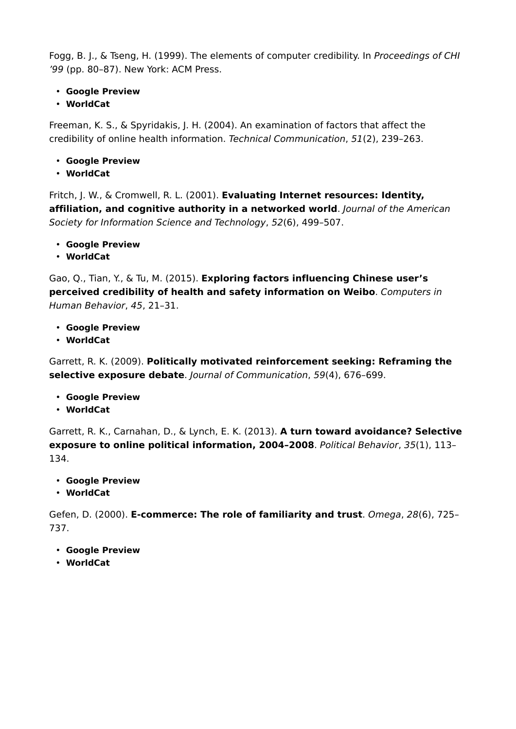Fogg, B. J., & Tseng, H. (1999). The elements of computer credibility. In *Proceedings of CHI '99* (pp. 80–87). New York: ACM Press.

- **Google Preview**
- **WorldCat**

Freeman, K. S., & Spyridakis, J. H. (2004). An examination of factors that affect the credibility of online health information. *Technical Communication*, *51*(2), 239–263.

- **Google Preview**
- **WorldCat**

Fritch, J. W., & Cromwell, R. L. (2001). **Evaluating Internet resources: Identity, affiliation, and cognitive authority in a networked world**. *Journal of the American Society for Information Science and Technology*, *52*(6), 499–507.

- **Google Preview**
- **WorldCat**

Gao, Q., Tian, Y., & Tu, M. (2015). **Exploring factors influencing Chinese user's perceived credibility of health and safety information on Weibo**. *Computers in Human Behavior*, *45*, 21–31.

- **Google Preview**
- **WorldCat**

Garrett, R. K. (2009). **Politically motivated reinforcement seeking: Reframing the selective exposure debate**. *Journal of Communication*, *59*(4), 676–699.

- **Google Preview**
- **WorldCat**

Garrett, R. K., Carnahan, D., & Lynch, E. K. (2013). **A turn toward avoidance? Selective exposure to online political information, 2004–2008**. *Political Behavior*, *35*(1), 113–134.

- **Google Preview**
- **WorldCat**

Gefen, D. (2000). **E-commerce: The role of familiarity and trust**. *Omega*, *28*(6), 725–737.

- **Google Preview**
- **WorldCat**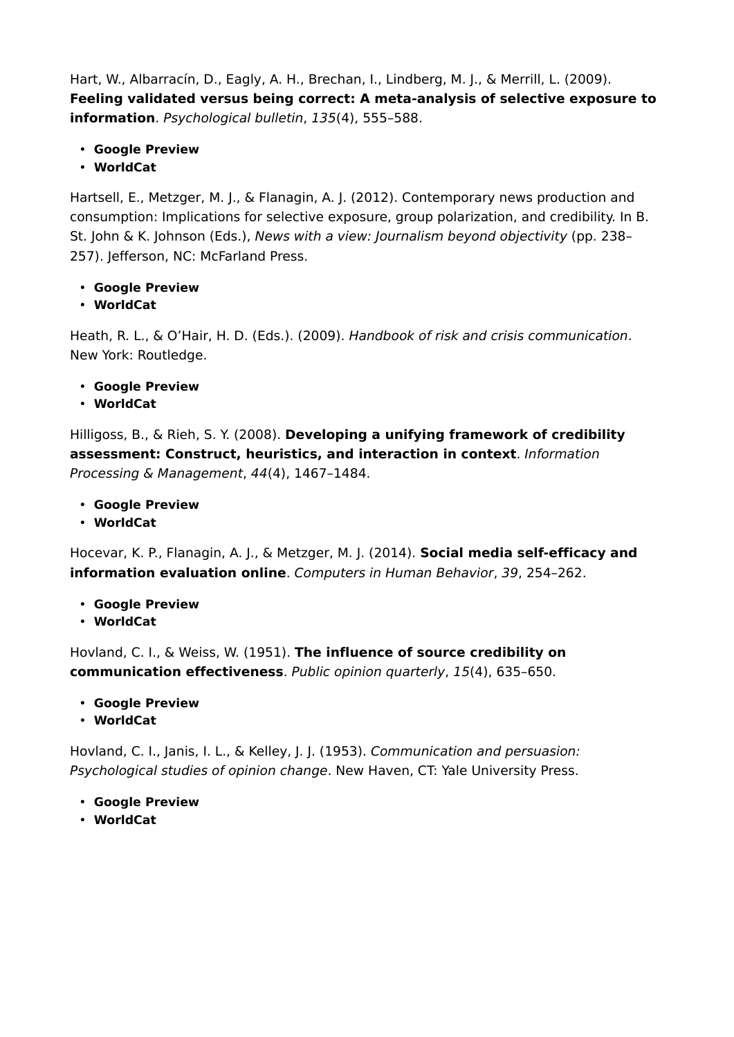Hart, W., Albarracín, D., Eagly, A. H., Brechan, I., Lindberg, M. J., & Merrill, L. (2009). **Feeling validated versus being correct: A meta-analysis of selective exposure to information**. *Psychological bulletin*, *135*(4), 555–588.

- **Google Preview**
- **WorldCat**

Hartsell, E., Metzger, M. J., & Flanagin, A. J. (2012). Contemporary news production and consumption: Implications for selective exposure, group polarization, and credibility. In B. St. John & K. Johnson (Eds.), *News with a view: Journalism beyond objectivity* (pp. 238–257). Jefferson, NC: McFarland Press.

- **Google Preview**
- **WorldCat**

Heath, R. L., & O'Hair, H. D. (Eds.). (2009). *Handbook of risk and crisis communication*. New York: Routledge.

- **Google Preview**
- **WorldCat**

Hilligoss, B., & Rieh, S. Y. (2008). **Developing a unifying framework of credibility assessment: Construct, heuristics, and interaction in context**. *Information Processing & Management*, *44*(4), 1467–1484.

- **Google Preview**
- **WorldCat**

Hocevar, K. P., Flanagin, A. J., & Metzger, M. J. (2014). **Social media self-efficacy and information evaluation online**. *Computers in Human Behavior*, *39*, 254–262.

- **Google Preview**
- **WorldCat**

Hovland, C. I., & Weiss, W. (1951). **The influence of source credibility on communication effectiveness**. *Public opinion quarterly*, *15*(4), 635–650.

- **Google Preview**
- **WorldCat**

Hovland, C. I., Janis, I. L., & Kelley, J. J. (1953). *Communication and persuasion: Psychological studies of opinion change*. New Haven, CT: Yale University Press.

- **Google Preview**
- **WorldCat**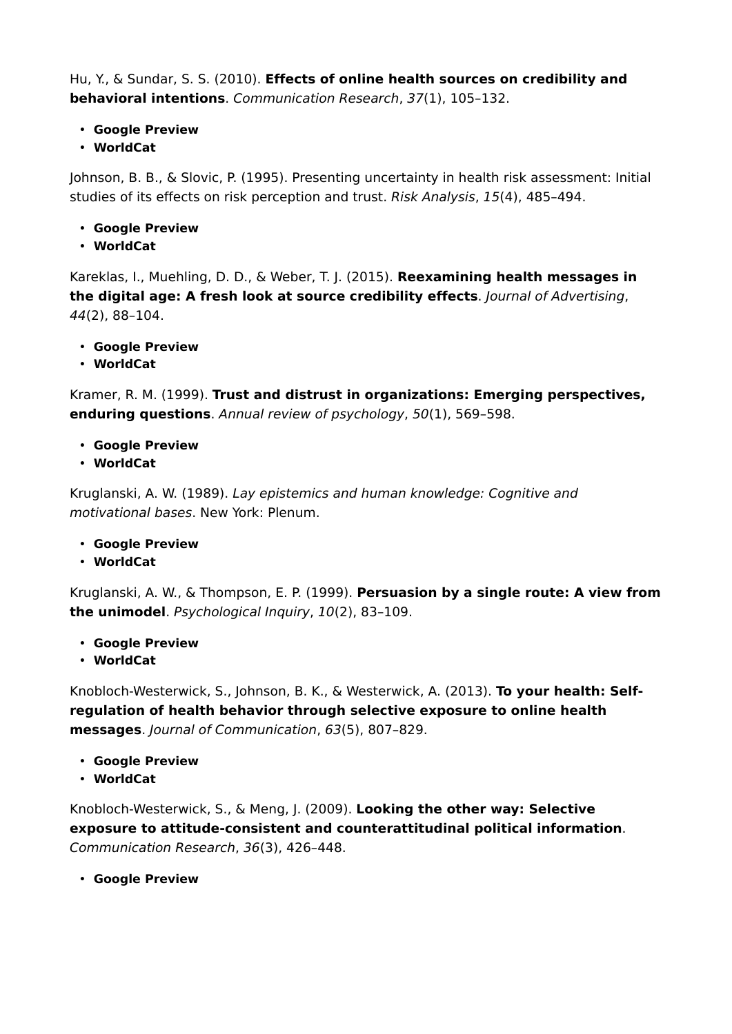Hu, Y., & Sundar, S. S. (2010). **Effects of online health sources on credibility and behavioral intentions**. *Communication Research*, *37*(1), 105–132.

- **Google Preview**
- **WorldCat**

Johnson, B. B., & Slovic, P. (1995). Presenting uncertainty in health risk assessment: Initial studies of its effects on risk perception and trust. *Risk Analysis*, *15*(4), 485–494.

- **Google Preview**
- **WorldCat**

Kareklas, I., Muehling, D. D., & Weber, T. J. (2015). **Reexamining health messages in the digital age: A fresh look at source credibility effects**. *Journal of Advertising*, *44*(2), 88–104.

- **Google Preview**
- **WorldCat**

Kramer, R. M. (1999). **Trust and distrust in organizations: Emerging perspectives, enduring questions**. *Annual review of psychology*, *50*(1), 569–598.

- **Google Preview**
- **WorldCat**

Kruglanski, A. W. (1989). *Lay epistemics and human knowledge: Cognitive and motivational bases*. New York: Plenum.

- **Google Preview**
- **WorldCat**

Kruglanski, A. W., & Thompson, E. P. (1999). **Persuasion by a single route: A view from the unimodel**. *Psychological Inquiry*, *10*(2), 83–109.

- **Google Preview**
- **WorldCat**

Knobloch-Westerwick, S., Johnson, B. K., & Westerwick, A. (2013). **To your health: Self-regulation of health behavior through selective exposure to online health messages**. *Journal of Communication*, *63*(5), 807–829.

- **Google Preview**
- **WorldCat**

Knobloch-Westerwick, S., & Meng, J. (2009). **Looking the other way: Selective exposure to attitude-consistent and counterattitudinal political information**. *Communication Research*, *36*(3), 426–448.

- **Google Preview**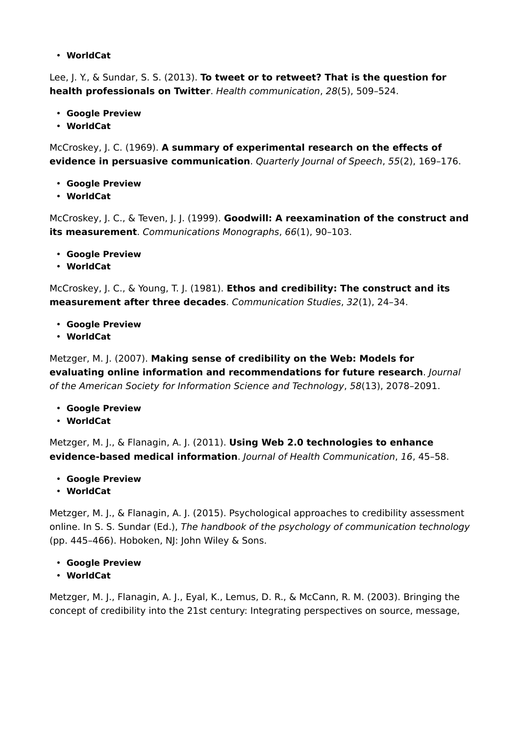- **WorldCat**

Lee, J. Y., & Sundar, S. S. (2013). **To tweet or to retweet? That is the question for health professionals on Twitter**. *Health communication*, *28*(5), 509–524.

- **Google Preview**
- **WorldCat**

McCroskey, J. C. (1969). **A summary of experimental research on the effects of evidence in persuasive communication**. *Quarterly Journal of Speech*, *55*(2), 169–176.

- **Google Preview**
- **WorldCat**

McCroskey, J. C., & Teven, J. J. (1999). **Goodwill: A reexamination of the construct and its measurement**. *Communications Monographs*, *66*(1), 90–103.

- **Google Preview**
- **WorldCat**

McCroskey, J. C., & Young, T. J. (1981). **Ethos and credibility: The construct and its measurement after three decades**. *Communication Studies*, *32*(1), 24–34.

- **Google Preview**
- **WorldCat**

Metzger, M. J. (2007). **Making sense of credibility on the Web: Models for evaluating online information and recommendations for future research**. *Journal of the American Society for Information Science and Technology*, *58*(13), 2078–2091.

- **Google Preview**
- **WorldCat**

Metzger, M. J., & Flanagin, A. J. (2011). **Using Web 2.0 technologies to enhance evidence-based medical information**. *Journal of Health Communication*, *16*, 45–58.

- **Google Preview**
- **WorldCat**

Metzger, M. J., & Flanagin, A. J. (2015). Psychological approaches to credibility assessment online. In S. S. Sundar (Ed.), *The handbook of the psychology of communication technology* (pp. 445–466). Hoboken, NJ: John Wiley & Sons.

- **Google Preview**
- **WorldCat**

Metzger, M. J., Flanagin, A. J., Eyal, K., Lemus, D. R., & McCann, R. M. (2003). Bringing the concept of credibility into the 21st century: Integrating perspectives on source, message,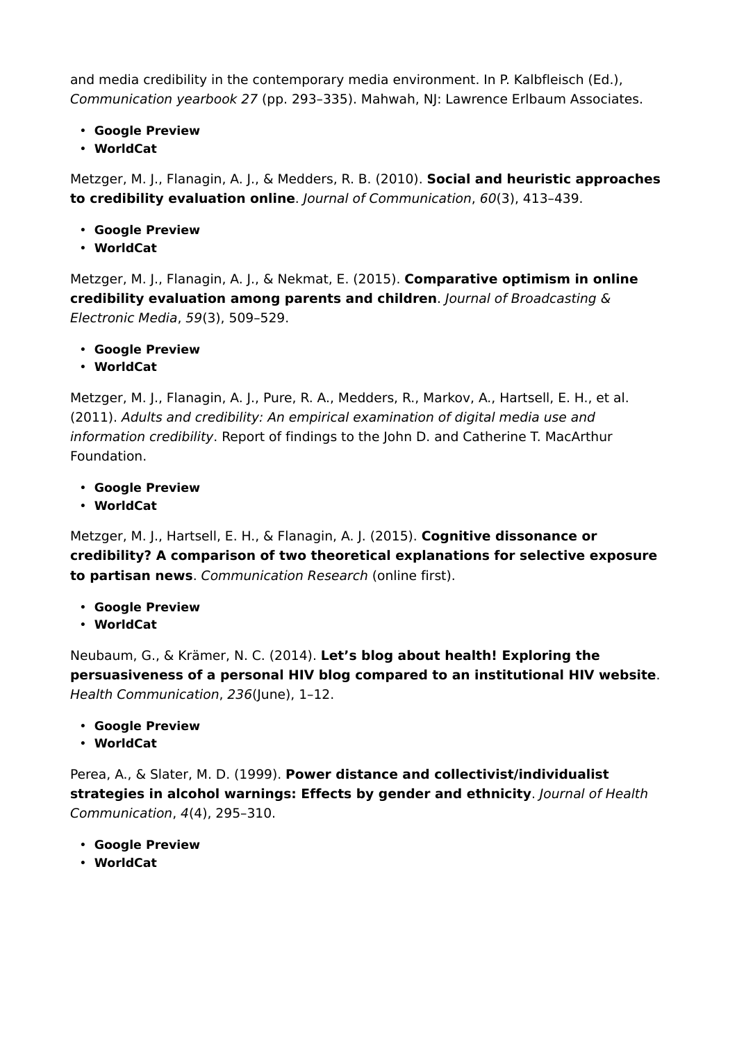and media credibility in the contemporary media environment. In P. Kalbfleisch (Ed.), *Communication yearbook 27* (pp. 293–335). Mahwah, NJ: Lawrence Erlbaum Associates.

- **Google Preview**
- **WorldCat**

Metzger, M. J., Flanagin, A. J., & Medders, R. B. (2010). **Social and heuristic approaches to credibility evaluation online**. *Journal of Communication*, *60*(3), 413–439.

- **Google Preview**
- **WorldCat**

Metzger, M. J., Flanagin, A. J., & Nekmat, E. (2015). **Comparative optimism in online credibility evaluation among parents and children**. *Journal of Broadcasting & Electronic Media*, *59*(3), 509–529.

- **Google Preview**
- **WorldCat**

Metzger, M. J., Flanagin, A. J., Pure, R. A., Medders, R., Markov, A., Hartsell, E. H., et al. (2011). *Adults and credibility: An empirical examination of digital media use and information credibility*. Report of findings to the John D. and Catherine T. MacArthur Foundation.

- **Google Preview**
- **WorldCat**

Metzger, M. J., Hartsell, E. H., & Flanagin, A. J. (2015). **Cognitive dissonance or credibility? A comparison of two theoretical explanations for selective exposure to partisan news**. *Communication Research* (online first).

- **Google Preview**
- **WorldCat**

Neubaum, G., & Krämer, N. C. (2014). **Let's blog about health! Exploring the persuasiveness of a personal HIV blog compared to an institutional HIV website**. *Health Communication*, *236*(June), 1–12.

- **Google Preview**
- **WorldCat**

Perea, A., & Slater, M. D. (1999). **Power distance and collectivist/individualist strategies in alcohol warnings: Effects by gender and ethnicity**. *Journal of Health Communication*, *4*(4), 295–310.

- **Google Preview**
- **WorldCat**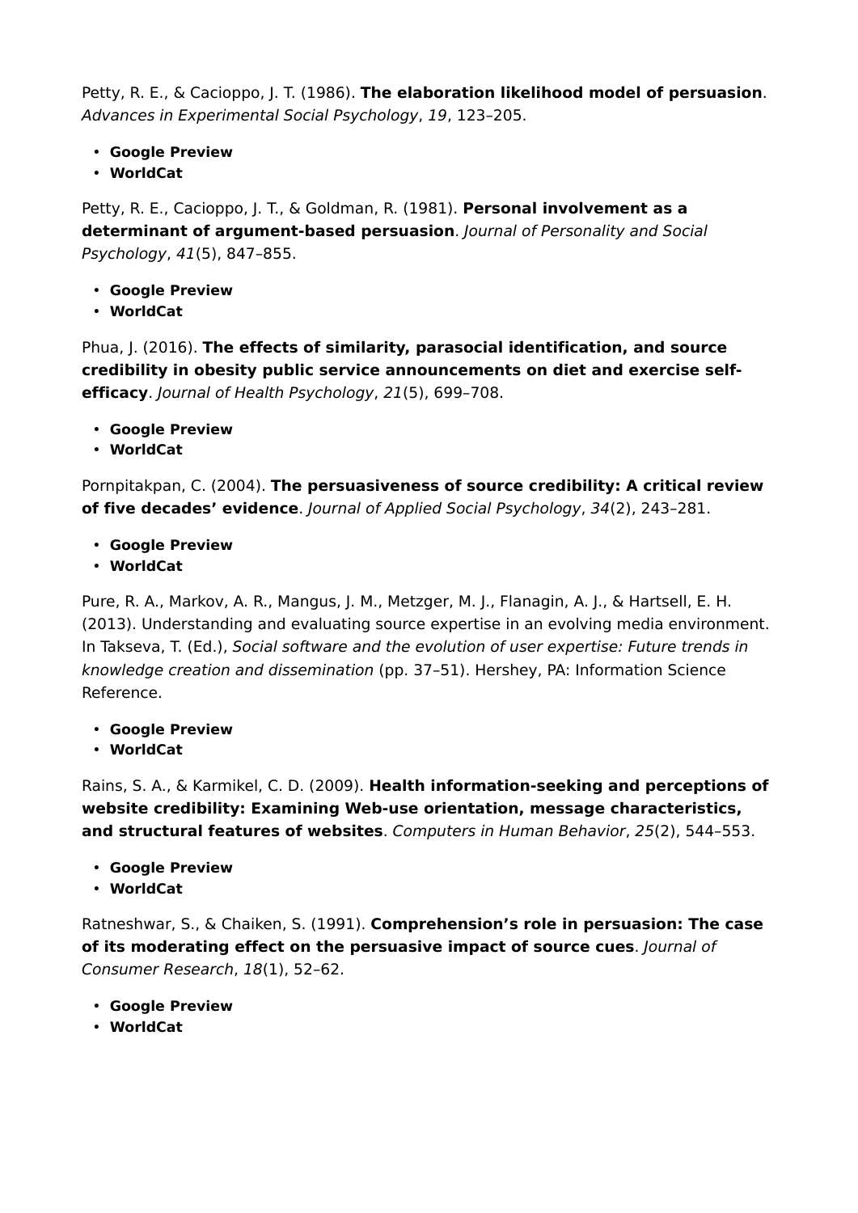Petty, R. E., & Cacioppo, J. T. (1986). **The elaboration likelihood model of persuasion**. *Advances in Experimental Social Psychology*, *19*, 123–205.

- **Google Preview**
- **WorldCat**

Petty, R. E., Cacioppo, J. T., & Goldman, R. (1981). **Personal involvement as a determinant of argument-based persuasion**. *Journal of Personality and Social Psychology*, *41*(5), 847–855.

- **Google Preview**
- **WorldCat**

Phua, J. (2016). **The effects of similarity, parasocial identification, and source credibility in obesity public service announcements on diet and exercise self-efficacy**. *Journal of Health Psychology*, *21*(5), 699–708.

- **Google Preview**
- **WorldCat**

Pornpitakpan, C. (2004). **The persuasiveness of source credibility: A critical review of five decades' evidence**. *Journal of Applied Social Psychology*, *34*(2), 243–281.

- **Google Preview**
- **WorldCat**

Pure, R. A., Markov, A. R., Mangus, J. M., Metzger, M. J., Flanagin, A. J., & Hartsell, E. H. (2013). Understanding and evaluating source expertise in an evolving media environment. In Takseva, T. (Ed.), *Social software and the evolution of user expertise: Future trends in knowledge creation and dissemination* (pp. 37–51). Hershey, PA: Information Science Reference.

- **Google Preview**
- **WorldCat**

Rains, S. A., & Karmikel, C. D. (2009). **Health information-seeking and perceptions of website credibility: Examining Web-use orientation, message characteristics, and structural features of websites**. *Computers in Human Behavior*, *25*(2), 544–553.

- **Google Preview**
- **WorldCat**

Ratneshwar, S., & Chaiken, S. (1991). **Comprehension's role in persuasion: The case of its moderating effect on the persuasive impact of source cues**. *Journal of Consumer Research*, *18*(1), 52–62.

- **Google Preview**
- **WorldCat**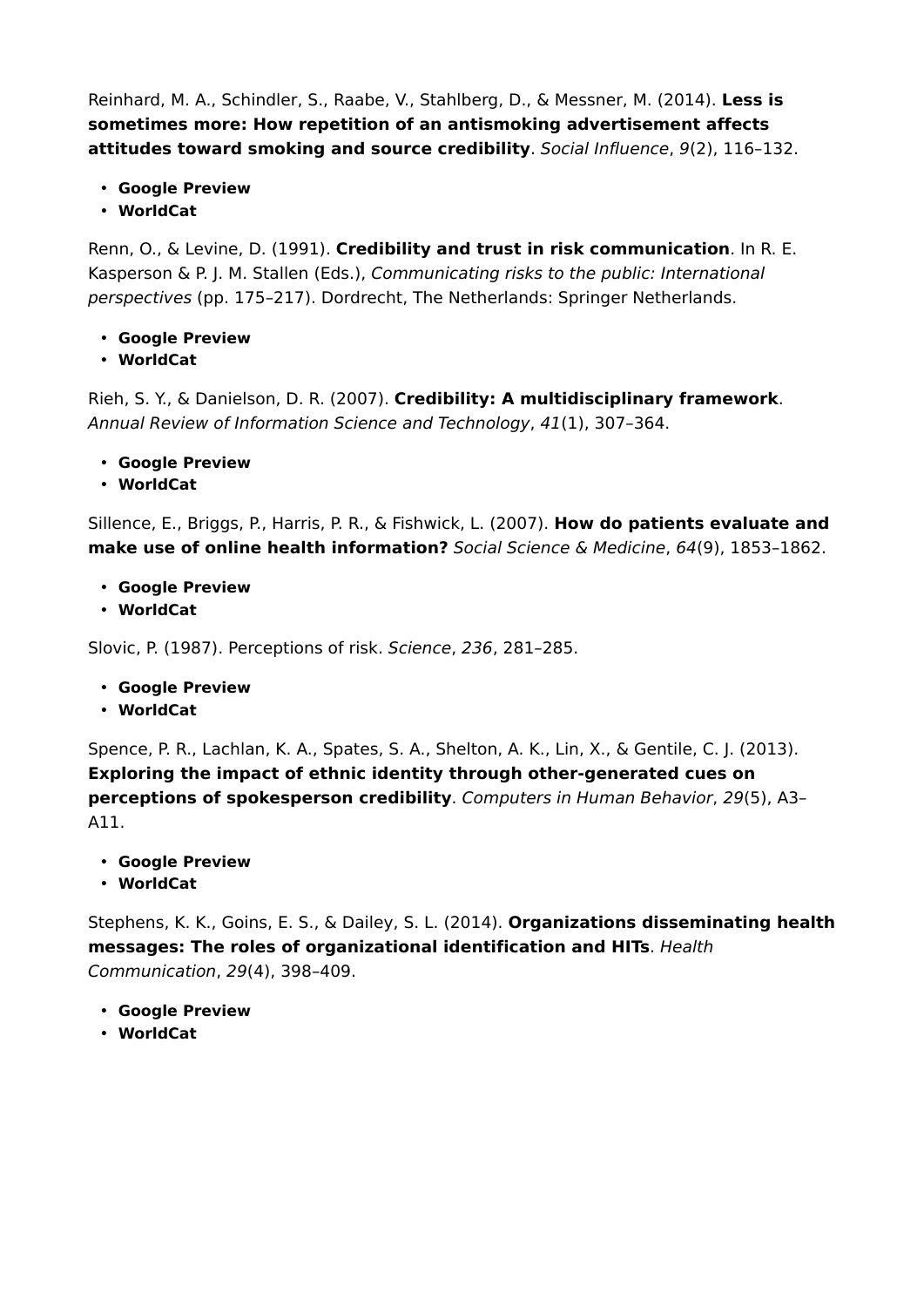Reinhard, M. A., Schindler, S., Raabe, V., Stahlberg, D., & Messner, M. (2014). **Less is sometimes more: How repetition of an antismoking advertisement affects attitudes toward smoking and source credibility**. *Social Influence*, *9*(2), 116–132.

- **Google Preview**
- **WorldCat**

Renn, O., & Levine, D. (1991). **Credibility and trust in risk communication**. In R. E. Kasperson & P. J. M. Stallen (Eds.), *Communicating risks to the public: International perspectives* (pp. 175–217). Dordrecht, The Netherlands: Springer Netherlands.

- **Google Preview**
- **WorldCat**

Rieh, S. Y., & Danielson, D. R. (2007). **Credibility: A multidisciplinary framework**. *Annual Review of Information Science and Technology*, *41*(1), 307–364.

- **Google Preview**
- **WorldCat**

Sillence, E., Briggs, P., Harris, P. R., & Fishwick, L. (2007). **How do patients evaluate and make use of online health information?** *Social Science & Medicine*, *64*(9), 1853–1862.

- **Google Preview**
- **WorldCat**

Slovic, P. (1987). Perceptions of risk. *Science*, *236*, 281–285.

- **Google Preview**
- **WorldCat**

Spence, P. R., Lachlan, K. A., Spates, S. A., Shelton, A. K., Lin, X., & Gentile, C. J. (2013). **Exploring the impact of ethnic identity through other-generated cues on perceptions of spokesperson credibility**. *Computers in Human Behavior*, *29*(5), A3–A11.

- **Google Preview**
- **WorldCat**

Stephens, K. K., Goins, E. S., & Dailey, S. L. (2014). **Organizations disseminating health messages: The roles of organizational identification and HITs**. *Health Communication*, *29*(4), 398–409.

- **Google Preview**
- **WorldCat**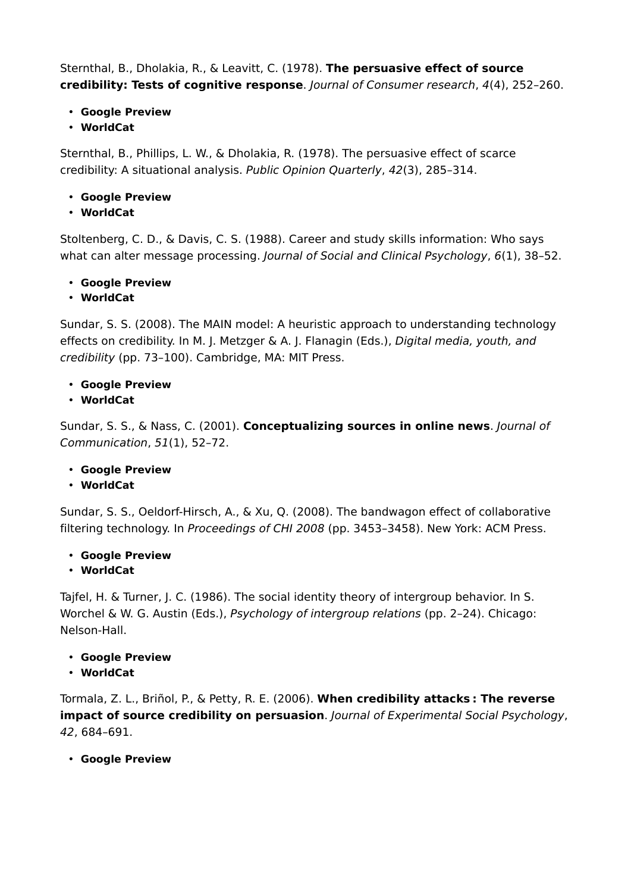Sternthal, B., Dholakia, R., & Leavitt, C. (1978). **The persuasive effect of source credibility: Tests of cognitive response**. *Journal of Consumer research*, *4*(4), 252–260.

- **Google Preview**
- **WorldCat**

Sternthal, B., Phillips, L. W., & Dholakia, R. (1978). The persuasive effect of scarce credibility: A situational analysis. *Public Opinion Quarterly*, *42*(3), 285–314.

- **Google Preview**
- **WorldCat**

Stoltenberg, C. D., & Davis, C. S. (1988). Career and study skills information: Who says what can alter message processing. *Journal of Social and Clinical Psychology*, *6*(1), 38–52.

- **Google Preview**
- **WorldCat**

Sundar, S. S. (2008). The MAIN model: A heuristic approach to understanding technology effects on credibility. In M. J. Metzger & A. J. Flanagin (Eds.), *Digital media, youth, and credibility* (pp. 73–100). Cambridge, MA: MIT Press.

- **Google Preview**
- **WorldCat**

Sundar, S. S., & Nass, C. (2001). **Conceptualizing sources in online news**. *Journal of Communication*, *51*(1), 52–72.

- **Google Preview**
- **WorldCat**

Sundar, S. S., Oeldorf-Hirsch, A., & Xu, Q. (2008). The bandwagon effect of collaborative filtering technology. In *Proceedings of CHI 2008* (pp. 3453–3458). New York: ACM Press.

- **Google Preview**
- **WorldCat**

Tajfel, H. & Turner, J. C. (1986). The social identity theory of intergroup behavior. In S. Worchel & W. G. Austin (Eds.), *Psychology of intergroup relations* (pp. 2–24). Chicago: Nelson-Hall.

- **Google Preview**
- **WorldCat**

Tormala, Z. L., Briñol, P., & Petty, R. E. (2006). **When credibility attacks : The reverse impact of source credibility on persuasion**. *Journal of Experimental Social Psychology*, *42*, 684–691.

- **Google Preview**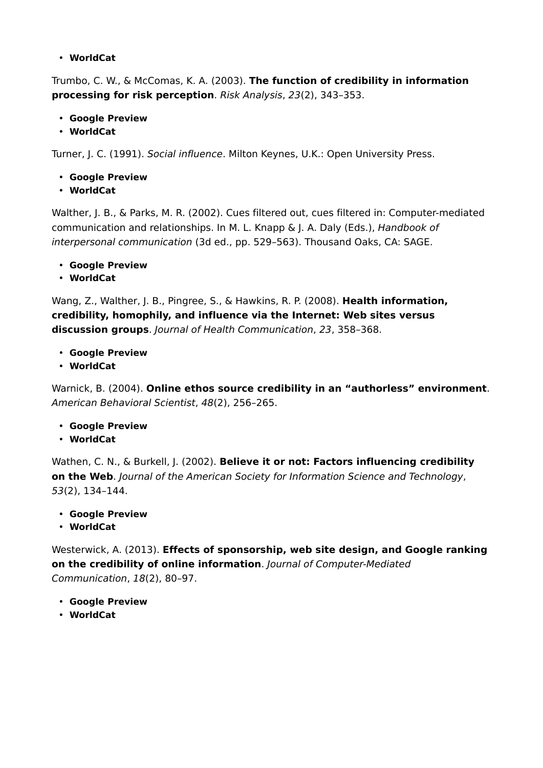- **WorldCat**

Trumbo, C. W., & McComas, K. A. (2003). **The function of credibility in information processing for risk perception**. *Risk Analysis*, *23*(2), 343–353.

- **Google Preview**
- **WorldCat**

Turner, J. C. (1991). *Social influence*. Milton Keynes, U.K.: Open University Press.

- **Google Preview**
- **WorldCat**

Walther, J. B., & Parks, M. R. (2002). Cues filtered out, cues filtered in: Computer-mediated communication and relationships. In M. L. Knapp & J. A. Daly (Eds.), *Handbook of interpersonal communication* (3d ed., pp. 529–563). Thousand Oaks, CA: SAGE.

- **Google Preview**
- **WorldCat**

Wang, Z., Walther, J. B., Pingree, S., & Hawkins, R. P. (2008). **Health information, credibility, homophily, and influence via the Internet: Web sites versus discussion groups**. *Journal of Health Communication*, *23*, 358–368.

- **Google Preview**
- **WorldCat**

Warnick, B. (2004). **Online ethos source credibility in an "authorless" environment**. *American Behavioral Scientist*, *48*(2), 256–265.

- **Google Preview**
- **WorldCat**

Wathen, C. N., & Burkell, J. (2002). **Believe it or not: Factors influencing credibility on the Web**. *Journal of the American Society for Information Science and Technology*, *53*(2), 134–144.

- **Google Preview**
- **WorldCat**

Westerwick, A. (2013). **Effects of sponsorship, web site design, and Google ranking on the credibility of online information**. *Journal of Computer-Mediated Communication*, *18*(2), 80–97.

- **Google Preview**
- **WorldCat**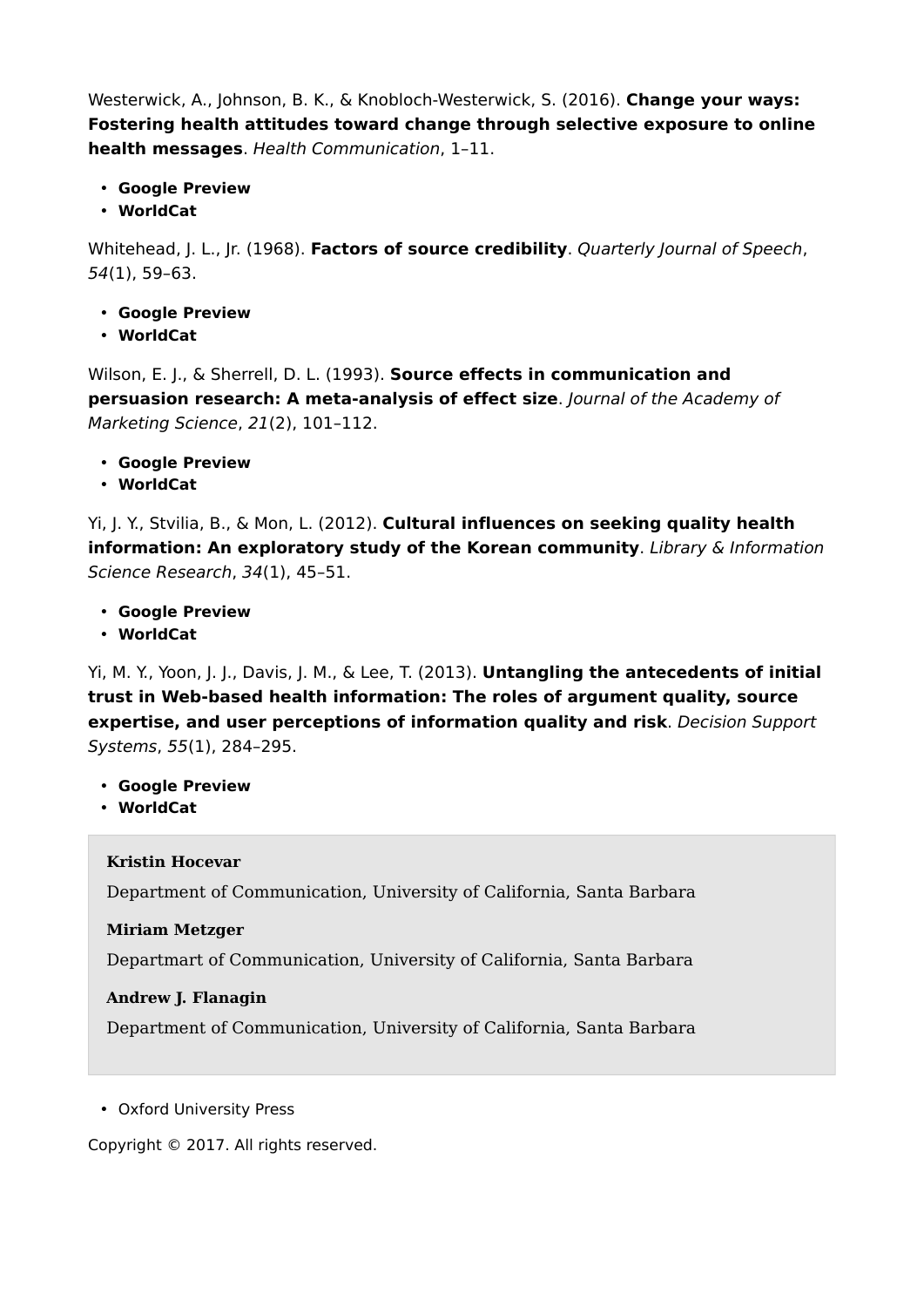Westerwick, A., Johnson, B. K., & Knobloch-Westerwick, S. (2016). **Change your ways: Fostering health attitudes toward change through selective exposure to online health messages**. *Health Communication*, 1–11.

- **Google Preview**
- **WorldCat**

Whitehead, J. L., Jr. (1968). **Factors of source credibility**. *Quarterly Journal of Speech*, *54*(1), 59–63.

- **Google Preview**
- **WorldCat**

Wilson, E. J., & Sherrell, D. L. (1993). **Source effects in communication and persuasion research: A meta-analysis of effect size**. *Journal of the Academy of Marketing Science*, *21*(2), 101–112.

- **Google Preview**
- **WorldCat**

Yi, J. Y., Stvilia, B., & Mon, L. (2012). **Cultural influences on seeking quality health information: An exploratory study of the Korean community**. *Library & Information Science Research*, *34*(1), 45–51.

- **Google Preview**
- **WorldCat**

Yi, M. Y., Yoon, J. J., Davis, J. M., & Lee, T. (2013). **Untangling the antecedents of initial trust in Web-based health information: The roles of argument quality, source expertise, and user perceptions of information quality and risk**. *Decision Support Systems*, *55*(1), 284–295.

- **Google Preview**
- **WorldCat**

**Kristin Hocevar**

Department of Communication, University of California, Santa Barbara

**Miriam Metzger**

Departmart of Communication, University of California, Santa Barbara

**Andrew J. Flanagin**

Department of Communication, University of California, Santa Barbara

- Oxford University Press

Copyright © 2017. All rights reserved.